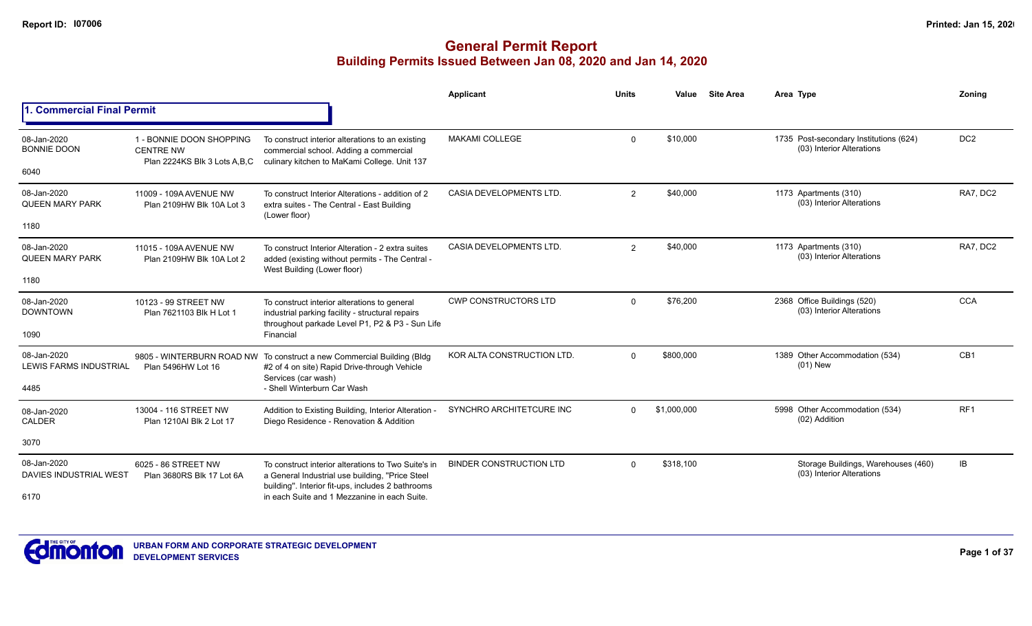# General Permit Report

## Building Permits Issued Between Jan 08, 2020 and Jan 14, 2020

Report ID: I07006

### 1. Commercial Final Permit

| Date / Neighbourhood | Address / Legal | Description | Applicant | Units | Value | Site Area | Area Type | Zoning |
|---|---|---|---|---|---|---|---|---|
| 08-Jan-2020 BONNIE DOON 6040 | 1 - BONNIE DOON SHOPPING CENTRE NW Plan 2224KS Blk 3 Lots A,B,C | To construct interior alterations to an existing commercial school. Adding a commercial culinary kitchen to MaKami College. Unit 137 | MAKAMI COLLEGE | 0 | $10,000 | | 1735 Post-secondary Institutions (624) (03) Interior Alterations | DC2 |
| 08-Jan-2020 QUEEN MARY PARK 1180 | 11009 - 109A AVENUE NW Plan 2109HW Blk 10A Lot 3 | To construct Interior Alterations - addition of 2 extra suites - The Central - East Building (Lower floor) | CASIA DEVELOPMENTS LTD. | 2 | $40,000 | | 1173 Apartments (310) (03) Interior Alterations | RA7, DC2 |
| 08-Jan-2020 QUEEN MARY PARK 1180 | 11015 - 109A AVENUE NW Plan 2109HW Blk 10A Lot 2 | To construct Interior Alteration - 2 extra suites added (existing without permits - The Central - West Building (Lower floor) | CASIA DEVELOPMENTS LTD. | 2 | $40,000 | | 1173 Apartments (310) (03) Interior Alterations | RA7, DC2 |
| 08-Jan-2020 DOWNTOWN 1090 | 10123 - 99 STREET NW Plan 7621103 Blk H Lot 1 | To construct interior alterations to general industrial parking facility - structural repairs throughout parkade Level P1, P2 & P3 - Sun Life Financial | CWP CONSTRUCTORS LTD | 0 | $76,200 | | 2368 Office Buildings (520) (03) Interior Alterations | CCA |
| 08-Jan-2020 LEWIS FARMS INDUSTRIAL 4485 | 9805 - WINTERBURN ROAD NW Plan 5496HW Lot 16 | To construct a new Commercial Building (Bldg #2 of 4 on site) Rapid Drive-through Vehicle Services (car wash) - Shell Winterburn Car Wash | KOR ALTA CONSTRUCTION LTD. | 0 | $800,000 | | 1389 Other Accommodation (534) (01) New | CB1 |
| 08-Jan-2020 CALDER 3070 | 13004 - 116 STREET NW Plan 1210AI Blk 2 Lot 17 | Addition to Existing Building, Interior Alteration - Diego Residence - Renovation & Addition | SYNCHRO ARCHITETCURE INC | 0 | $1,000,000 | | 5998 Other Accommodation (534) (02) Addition | RF1 |
| 08-Jan-2020 DAVIES INDUSTRIAL WEST 6170 | 6025 - 86 STREET NW Plan 3680RS Blk 17 Lot 6A | To construct interior alterations to Two Suite's in a General Industrial use building, "Price Steel building". Interior fit-ups, includes 2 bathrooms in each Suite and 1 Mezzanine in each Suite. | BINDER CONSTRUCTION LTD | 0 | $318,100 | | Storage Buildings, Warehouses (460) (03) Interior Alterations | IB |

URBAN FORM AND CORPORATE STRATEGIC DEVELOPMENT
DEVELOPMENT SERVICES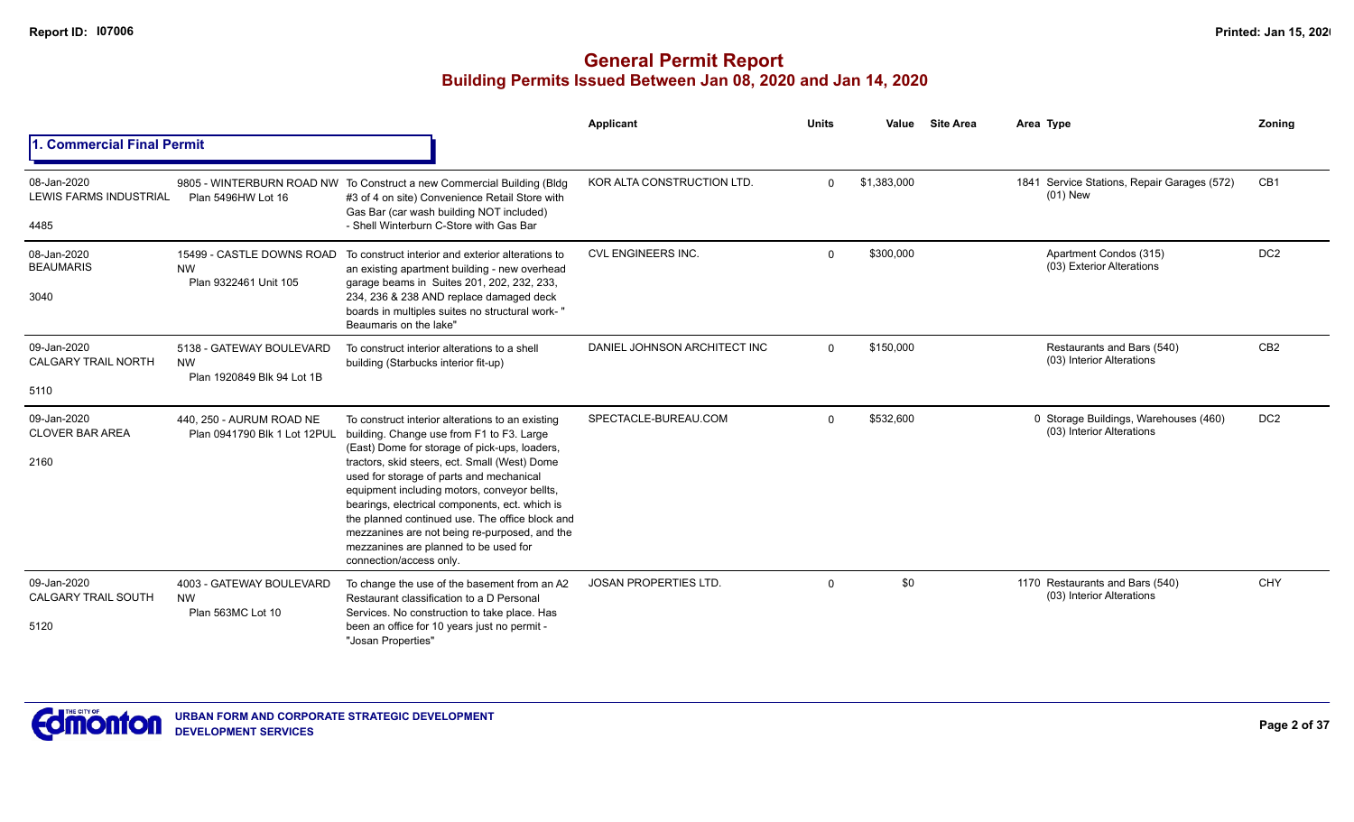# General Permit Report

## Building Permits Issued Between Jan 08, 2020 and Jan 14, 2020

### 1. Commercial Final Permit

| Date / Neighbourhood / Code | Address | Description | Applicant | Units | Value | Site Area | Area | Type | Zoning |
|---|---|---|---|---|---|---|---|---|---|
| 08-Jan-2020 LEWIS FARMS INDUSTRIAL 4485 | 9805 - WINTERBURN ROAD NW Plan 5496HW Lot 16 | To Construct a new Commercial Building (Bldg #3 of 4 on site) Convenience Retail Store with Gas Bar (car wash building NOT included) - Shell Winterburn C-Store with Gas Bar | KOR ALTA CONSTRUCTION LTD. | 0 | $1,383,000 | | 1841 | Service Stations, Repair Garages (572) (01) New | CB1 |
| 08-Jan-2020 BEAUMARIS 3040 | 15499 - CASTLE DOWNS ROAD NW Plan 9322461 Unit 105 | To construct interior and exterior alterations to an existing apartment building - new overhead garage beams in Suites 201, 202, 232, 233, 234, 236 & 238 AND replace damaged deck boards in multiples suites no structural work- " Beaumaris on the lake" | CVL ENGINEERS INC. | 0 | $300,000 | | | Apartment Condos (315) (03) Exterior Alterations | DC2 |
| 09-Jan-2020 CALGARY TRAIL NORTH 5110 | 5138 - GATEWAY BOULEVARD NW Plan 1920849 Blk 94 Lot 1B | To construct interior alterations to a shell building (Starbucks interior fit-up) | DANIEL JOHNSON ARCHITECT INC | 0 | $150,000 | | | Restaurants and Bars (540) (03) Interior Alterations | CB2 |
| 09-Jan-2020 CLOVER BAR AREA 2160 | 440, 250 - AURUM ROAD NE Plan 0941790 Blk 1 Lot 12PUL | To construct interior alterations to an existing building. Change use from F1 to F3. Large (East) Dome for storage of pick-ups, loaders, tractors, skid steers, ect. Small (West) Dome used for storage of parts and mechanical equipment including motors, conveyor bellts, bearings, electrical components, ect. which is the planned continued use. The office block and mezzanines are not being re-purposed, and the mezzanines are planned to be used for connection/access only. | SPECTACLE-BUREAU.COM | 0 | $532,600 | | 0 | Storage Buildings, Warehouses (460) (03) Interior Alterations | DC2 |
| 09-Jan-2020 CALGARY TRAIL SOUTH 5120 | 4003 - GATEWAY BOULEVARD NW Plan 563MC Lot 10 | To change the use of the basement from an A2 Restaurant classification to a D Personal Services. No construction to take place. Has been an office for 10 years just no permit - "Josan Properties" | JOSAN PROPERTIES LTD. | 0 | $0 | | 1170 | Restaurants and Bars (540) (03) Interior Alterations | CHY |

URBAN FORM AND CORPORATE STRATEGIC DEVELOPMENT
DEVELOPMENT SERVICES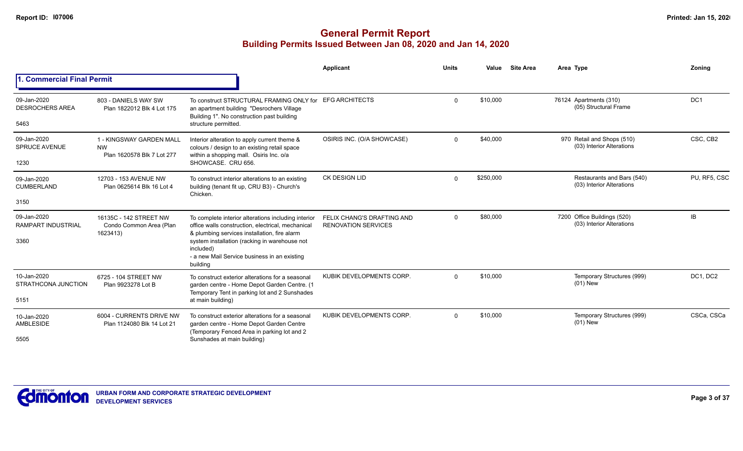# General Permit Report

## Building Permits Issued Between Jan 08, 2020 and Jan 14, 2020

### 1. Commercial Final Permit

| Date / Neighbourhood / No. | Address / Legal | Description | Applicant | Units | Value | Site Area | Area | Type | Zoning |
|---|---|---|---|---|---|---|---|---|---|
| 09-Jan-2020 DESROCHERS AREA 5463 | 803 - DANIELS WAY SW Plan 1822012 Blk 4 Lot 175 | To construct STRUCTURAL FRAMING ONLY for an apartment building "Desrochers Village Building 1". No construction past building structure permitted. | EFG ARCHITECTS | 0 | $10,000 | | 76124 | Apartments (310) (05) Structural Frame | DC1 |
| 09-Jan-2020 SPRUCE AVENUE 1230 | 1 - KINGSWAY GARDEN MALL NW Plan 1620578 Blk 7 Lot 277 | Interior alteration to apply current theme & colours / design to an existing retail space within a shopping mall. Osiris Inc. o/a SHOWCASE. CRU 656. | OSIRIS INC. (O/A SHOWCASE) | 0 | $40,000 | | 970 | Retail and Shops (510) (03) Interior Alterations | CSC, CB2 |
| 09-Jan-2020 CUMBERLAND 3150 | 12703 - 153 AVENUE NW Plan 0625614 Blk 16 Lot 4 | To construct interior alterations to an existing building (tenant fit up, CRU B3) - Church's Chicken. | CK DESIGN LID | 0 | $250,000 | | | Restaurants and Bars (540) (03) Interior Alterations | PU, RF5, CSC |
| 09-Jan-2020 RAMPART INDUSTRIAL 3360 | 16135C - 142 STREET NW Condo Common Area (Plan 1623413) | To complete interior alterations including interior office walls construction, electrical, mechanical & plumbing services installation, fire alarm system installation (racking in warehouse not included) - a new Mail Service business in an existing building | FELIX CHANG'S DRAFTING AND RENOVATION SERVICES | 0 | $80,000 | | 7200 | Office Buildings (520) (03) Interior Alterations | IB |
| 10-Jan-2020 STRATHCONA JUNCTION 5151 | 6725 - 104 STREET NW Plan 9923278 Lot B | To construct exterior alterations for a seasonal garden centre - Home Depot Garden Centre. (1 Temporary Tent in parking lot and 2 Sunshades at main building) | KUBIK DEVELOPMENTS CORP. | 0 | $10,000 | | | Temporary Structures (999) (01) New | DC1, DC2 |
| 10-Jan-2020 AMBLESIDE 5505 | 6004 - CURRENTS DRIVE NW Plan 1124080 Blk 14 Lot 21 | To construct exterior alterations for a seasonal garden centre - Home Depot Garden Centre (Temporary Fenced Area in parking lot and 2 Sunshades at main building) | KUBIK DEVELOPMENTS CORP. | 0 | $10,000 | | | Temporary Structures (999) (01) New | CSCa, CSCa |

URBAN FORM AND CORPORATE STRATEGIC DEVELOPMENT
DEVELOPMENT SERVICES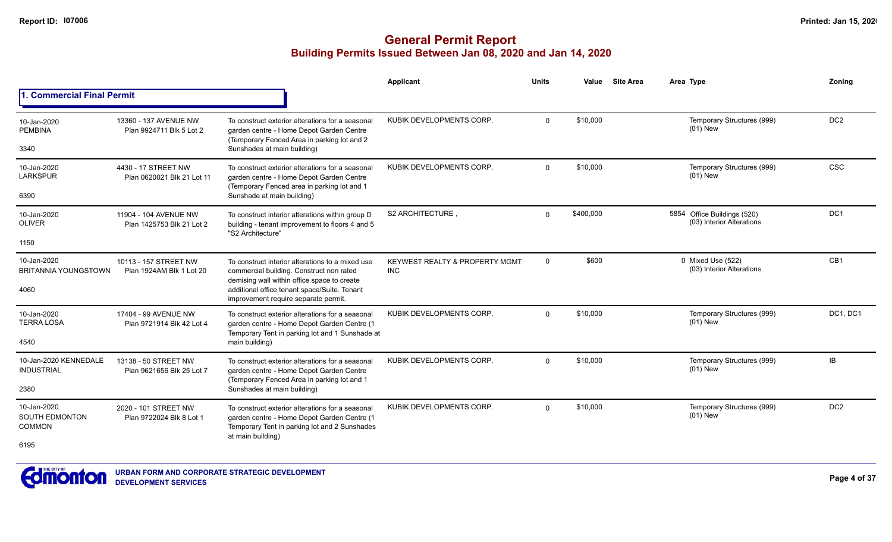# General Permit Report
## Building Permits Issued Between Jan 08, 2020 and Jan 14, 2020

### 1. Commercial Final Permit

| Date / Neighbourhood | Address / Legal | Description | Applicant | Units | Value | Site Area | Area | Type | Zoning |
|---|---|---|---|---|---|---|---|---|---|
| 10-Jan-2020 PEMBINA 3340 | 13360 - 137 AVENUE NW Plan 9924711 Blk 5 Lot 2 | To construct exterior alterations for a seasonal garden centre - Home Depot Garden Centre (Temporary Fenced Area in parking lot and 2 Sunshades at main building) | KUBIK DEVELOPMENTS CORP. | 0 | $10,000 | | | Temporary Structures (999) (01) New | DC2 |
| 10-Jan-2020 LARKSPUR 6390 | 4430 - 17 STREET NW Plan 0620021 Blk 21 Lot 11 | To construct exterior alterations for a seasonal garden centre - Home Depot Garden Centre (Temporary Fenced area in parking lot and 1 Sunshade at main building) | KUBIK DEVELOPMENTS CORP. | 0 | $10,000 | | | Temporary Structures (999) (01) New | CSC |
| 10-Jan-2020 OLIVER 1150 | 11904 - 104 AVENUE NW Plan 1425753 Blk 21 Lot 2 | To construct interior alterations within group D building - tenant improvement to floors 4 and 5 "S2 Architecture" | S2 ARCHITECTURE , | 0 | $400,000 | | 5854 | Office Buildings (520) (03) Interior Alterations | DC1 |
| 10-Jan-2020 BRITANNIA YOUNGSTOWN 4060 | 10113 - 157 STREET NW Plan 1924AM Blk 1 Lot 20 | To construct interior alterations to a mixed use commercial building. Construct non rated demising wall within office space to create additional office tenant space/Suite. Tenant improvement require separate permit. | KEYWEST REALTY & PROPERTY MGMT INC | 0 | $600 | | 0 | Mixed Use (522) (03) Interior Alterations | CB1 |
| 10-Jan-2020 TERRA LOSA 4540 | 17404 - 99 AVENUE NW Plan 9721914 Blk 42 Lot 4 | To construct exterior alterations for a seasonal garden centre - Home Depot Garden Centre (1 Temporary Tent in parking lot and 1 Sunshade at main building) | KUBIK DEVELOPMENTS CORP. | 0 | $10,000 | | | Temporary Structures (999) (01) New | DC1, DC1 |
| 10-Jan-2020 KENNEDALE INDUSTRIAL 2380 | 13138 - 50 STREET NW Plan 9621656 Blk 25 Lot 7 | To construct exterior alterations for a seasonal garden centre - Home Depot Garden Centre (Temporary Fenced Area in parking lot and 1 Sunshades at main building) | KUBIK DEVELOPMENTS CORP. | 0 | $10,000 | | | Temporary Structures (999) (01) New | IB |
| 10-Jan-2020 SOUTH EDMONTON COMMON 6195 | 2020 - 101 STREET NW Plan 9722024 Blk 8 Lot 1 | To construct exterior alterations for a seasonal garden centre - Home Depot Garden Centre (1 Temporary Tent in parking lot and 2 Sunshades at main building) | KUBIK DEVELOPMENTS CORP. | 0 | $10,000 | | | Temporary Structures (999) (01) New | DC2 |

URBAN FORM AND CORPORATE STRATEGIC DEVELOPMENT
DEVELOPMENT SERVICES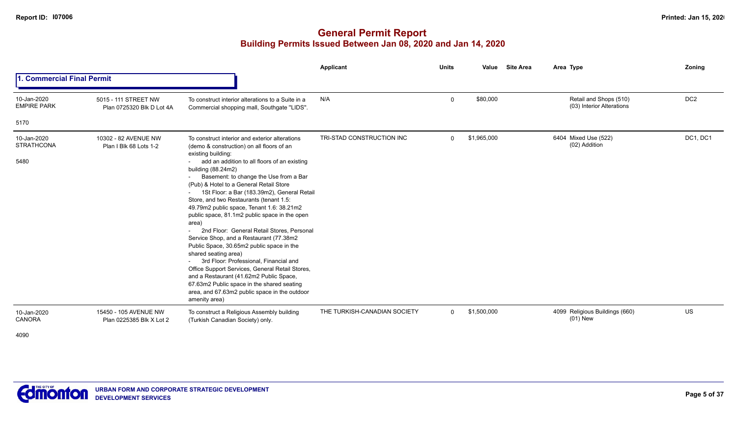# General Permit Report

## Building Permits Issued Between Jan 08, 2020 and Jan 14, 2020

### 1. Commercial Final Permit

| Date / Neighbourhood | Address / Legal | Description | Applicant | Units | Value | Site Area | Area Type | Zoning |
|---|---|---|---|---|---|---|---|---|
| 10-Jan-2020 EMPIRE PARK 5170 | 5015 - 111 STREET NW Plan 0725320 Blk D Lot 4A | To construct interior alterations to a Suite in a Commercial shopping mall, Southgate "LIDS". | N/A | 0 | $80,000 | | Retail and Shops (510) (03) Interior Alterations | DC2 |
| 10-Jan-2020 STRATHCONA 5480 | 10302 - 82 AVENUE NW Plan I Blk 68 Lots 1-2 | To construct interior and exterior alterations (demo & construction) on all floors of an existing building: - add an addition to all floors of an existing building (88.24m2) - Basement: to change the Use from a Bar (Pub) & Hotel to a General Retail Store - 1St Floor: a Bar (183.39m2), General Retail Store, and two Restaurants (tenant 1.5: 49.79m2 public space, Tenant 1.6: 38.21m2 public space, 81.1m2 public space in the open area) - 2nd Floor: General Retail Stores, Personal Service Shop, and a Restaurant (77.38m2 Public Space, 30.65m2 public space in the shared seating area) - 3rd Floor: Professional, Financial and Office Support Services, General Retail Stores, and a Restaurant (41.62m2 Public Space, 67.63m2 Public space in the shared seating area, and 67.63m2 public space in the outdoor amenity area) | TRI-STAD CONSTRUCTION INC | 0 | $1,965,000 | | 6404 Mixed Use (522) (02) Addition | DC1, DC1 |
| 10-Jan-2020 CANORA 4090 | 15450 - 105 AVENUE NW Plan 0225385 Blk X Lot 2 | To construct a Religious Assembly building (Turkish Canadian Society) only. | THE TURKISH-CANADIAN SOCIETY | 0 | $1,500,000 | | 4099 Religious Buildings (660) (01) New | US |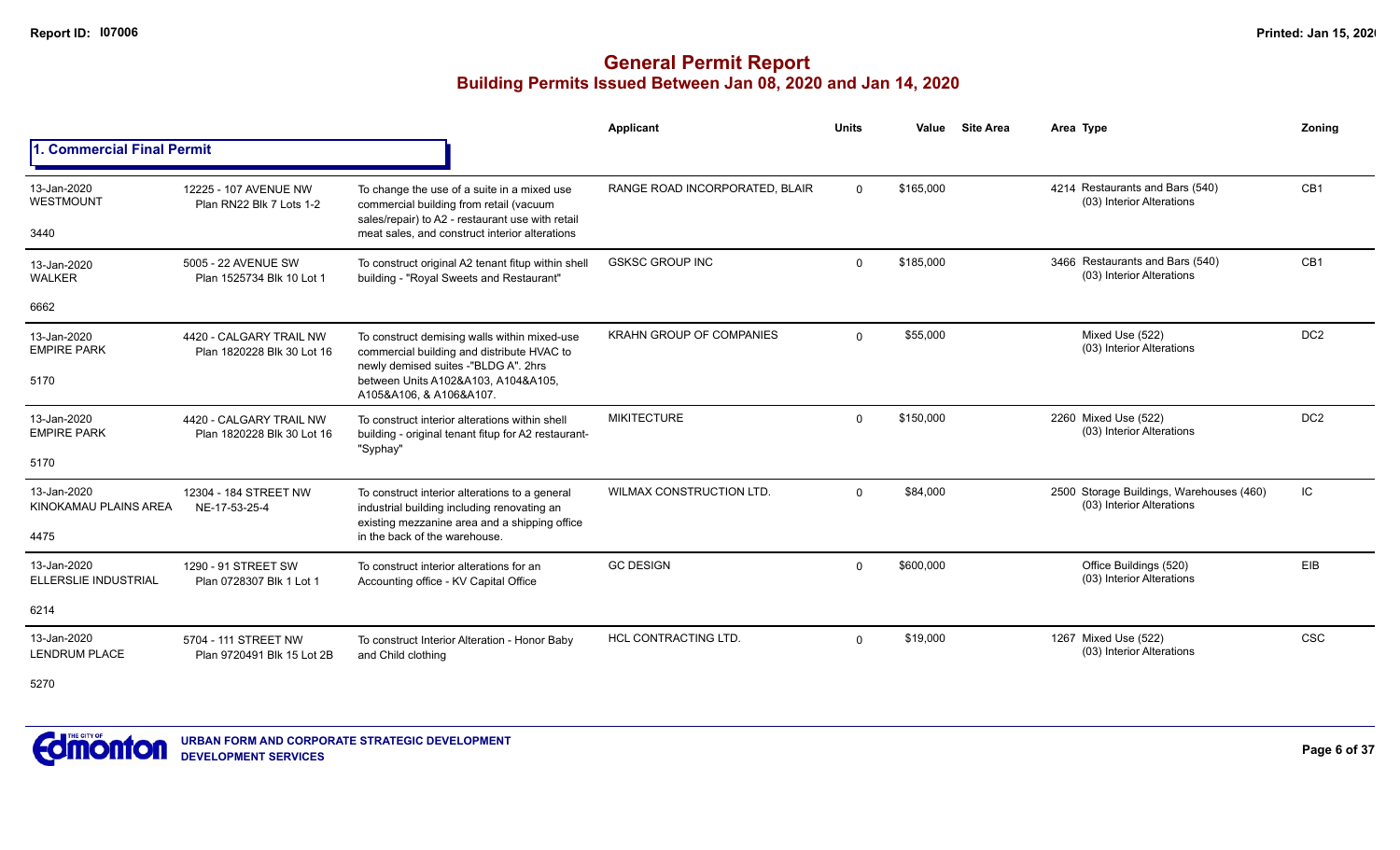# General Permit Report

## Building Permits Issued Between Jan 08, 2020 and Jan 14, 2020

### 1. Commercial Final Permit

| Date / Neighbourhood | Address / Legal | Description | Applicant | Units | Value | Site Area | Area | Type | Zoning |
|---|---|---|---|---|---|---|---|---|---|
| 13-Jan-2020 WESTMOUNT 3440 | 12225 - 107 AVENUE NW Plan RN22 Blk 7 Lots 1-2 | To change the use of a suite in a mixed use commercial building from retail (vacuum sales/repair) to A2 - restaurant use with retail meat sales, and construct interior alterations | RANGE ROAD INCORPORATED, BLAIR | 0 | $165,000 | | 4214 | Restaurants and Bars (540) (03) Interior Alterations | CB1 |
| 13-Jan-2020 WALKER 6662 | 5005 - 22 AVENUE SW Plan 1525734 Blk 10 Lot 1 | To construct original A2 tenant fitup within shell building - "Royal Sweets and Restaurant" | GSKSC GROUP INC | 0 | $185,000 | | 3466 | Restaurants and Bars (540) (03) Interior Alterations | CB1 |
| 13-Jan-2020 EMPIRE PARK 5170 | 4420 - CALGARY TRAIL NW Plan 1820228 Blk 30 Lot 16 | To construct demising walls within mixed-use commercial building and distribute HVAC to newly demised suites -"BLDG A". 2hrs between Units A102&A103, A104&A105, A105&A106, & A106&A107. | KRAHN GROUP OF COMPANIES | 0 | $55,000 | | | Mixed Use (522) (03) Interior Alterations | DC2 |
| 13-Jan-2020 EMPIRE PARK 5170 | 4420 - CALGARY TRAIL NW Plan 1820228 Blk 30 Lot 16 | To construct interior alterations within shell building - original tenant fitup for A2 restaurant- "Syphay" | MIKITECTURE | 0 | $150,000 | | 2260 | Mixed Use (522) (03) Interior Alterations | DC2 |
| 13-Jan-2020 KINOKAMAU PLAINS AREA 4475 | 12304 - 184 STREET NW NE-17-53-25-4 | To construct interior alterations to a general industrial building including renovating an existing mezzanine area and a shipping office in the back of the warehouse. | WILMAX CONSTRUCTION LTD. | 0 | $84,000 | | 2500 | Storage Buildings, Warehouses (460) (03) Interior Alterations | IC |
| 13-Jan-2020 ELLERSLIE INDUSTRIAL 6214 | 1290 - 91 STREET SW Plan 0728307 Blk 1 Lot 1 | To construct interior alterations for an Accounting office - KV Capital Office | GC DESIGN | 0 | $600,000 | | | Office Buildings (520) (03) Interior Alterations | EIB |
| 13-Jan-2020 LENDRUM PLACE 5270 | 5704 - 111 STREET NW Plan 9720491 Blk 15 Lot 2B | To construct Interior Alteration - Honor Baby and Child clothing | HCL CONTRACTING LTD. | 0 | $19,000 | | 1267 | Mixed Use (522) (03) Interior Alterations | CSC |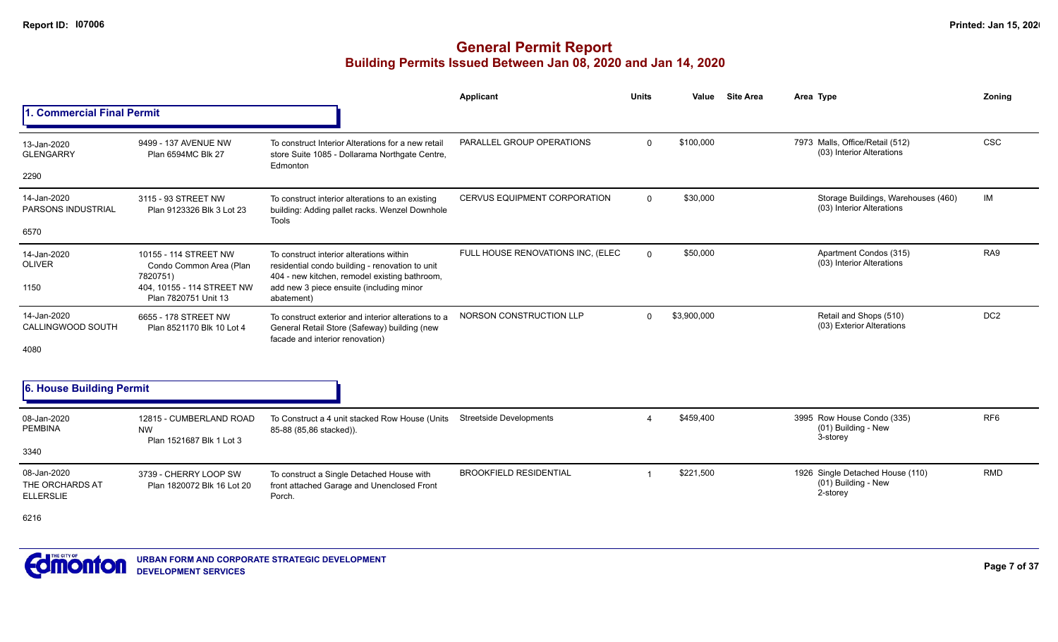# General Permit Report

## Building Permits Issued Between Jan 08, 2020 and Jan 14, 2020

### 1. Commercial Final Permit

| Date / Neighbourhood | Address / Legal | Description | Applicant | Units | Value | Site Area | Area | Type | Zoning |
|---|---|---|---|---|---|---|---|---|---|
| 13-Jan-2020 GLENGARRY 2290 | 9499 - 137 AVENUE NW Plan 6594MC Blk 27 | To construct Interior Alterations for a new retail store Suite 1085 - Dollarama Northgate Centre, Edmonton | PARALLEL GROUP OPERATIONS | 0 | $100,000 | | 7973 | Malls, Office/Retail (512) (03) Interior Alterations | CSC |
| 14-Jan-2020 PARSONS INDUSTRIAL 6570 | 3115 - 93 STREET NW Plan 9123326 Blk 3 Lot 23 | To construct interior alterations to an existing building: Adding pallet racks. Wenzel Downhole Tools | CERVUS EQUIPMENT CORPORATION | 0 | $30,000 | | | Storage Buildings, Warehouses (460) (03) Interior Alterations | IM |
| 14-Jan-2020 OLIVER 1150 | 10155 - 114 STREET NW Condo Common Area (Plan 7820751) 404, 10155 - 114 STREET NW Plan 7820751 Unit 13 | To construct interior alterations within residential condo building - renovation to unit 404 - new kitchen, remodel existing bathroom, add new 3 piece ensuite (including minor abatement) | FULL HOUSE RENOVATIONS INC, (ELEC | 0 | $50,000 | | | Apartment Condos (315) (03) Interior Alterations | RA9 |
| 14-Jan-2020 CALLINGWOOD SOUTH 4080 | 6655 - 178 STREET NW Plan 8521170 Blk 10 Lot 4 | To construct exterior and interior alterations to a General Retail Store (Safeway) building (new facade and interior renovation) | NORSON CONSTRUCTION LLP | 0 | $3,900,000 | | | Retail and Shops (510) (03) Exterior Alterations | DC2 |

### 6. House Building Permit

| Date / Neighbourhood | Address / Legal | Description | Applicant | Units | Value | Site Area | Area | Type | Zoning |
|---|---|---|---|---|---|---|---|---|---|
| 08-Jan-2020 PEMBINA 3340 | 12815 - CUMBERLAND ROAD NW Plan 1521687 Blk 1 Lot 3 | To Construct a 4 unit stacked Row House (Units 85-88 (85,86 stacked)). | Streetside Developments | 4 | $459,400 | | 3995 | Row House Condo (335) (01) Building - New 3-storey | RF6 |
| 08-Jan-2020 THE ORCHARDS AT ELLERSLIE 6216 | 3739 - CHERRY LOOP SW Plan 1820072 Blk 16 Lot 20 | To construct a Single Detached House with front attached Garage and Unenclosed Front Porch. | BROOKFIELD RESIDENTIAL | 1 | $221,500 | | 1926 | Single Detached House (110) (01) Building - New 2-storey | RMD |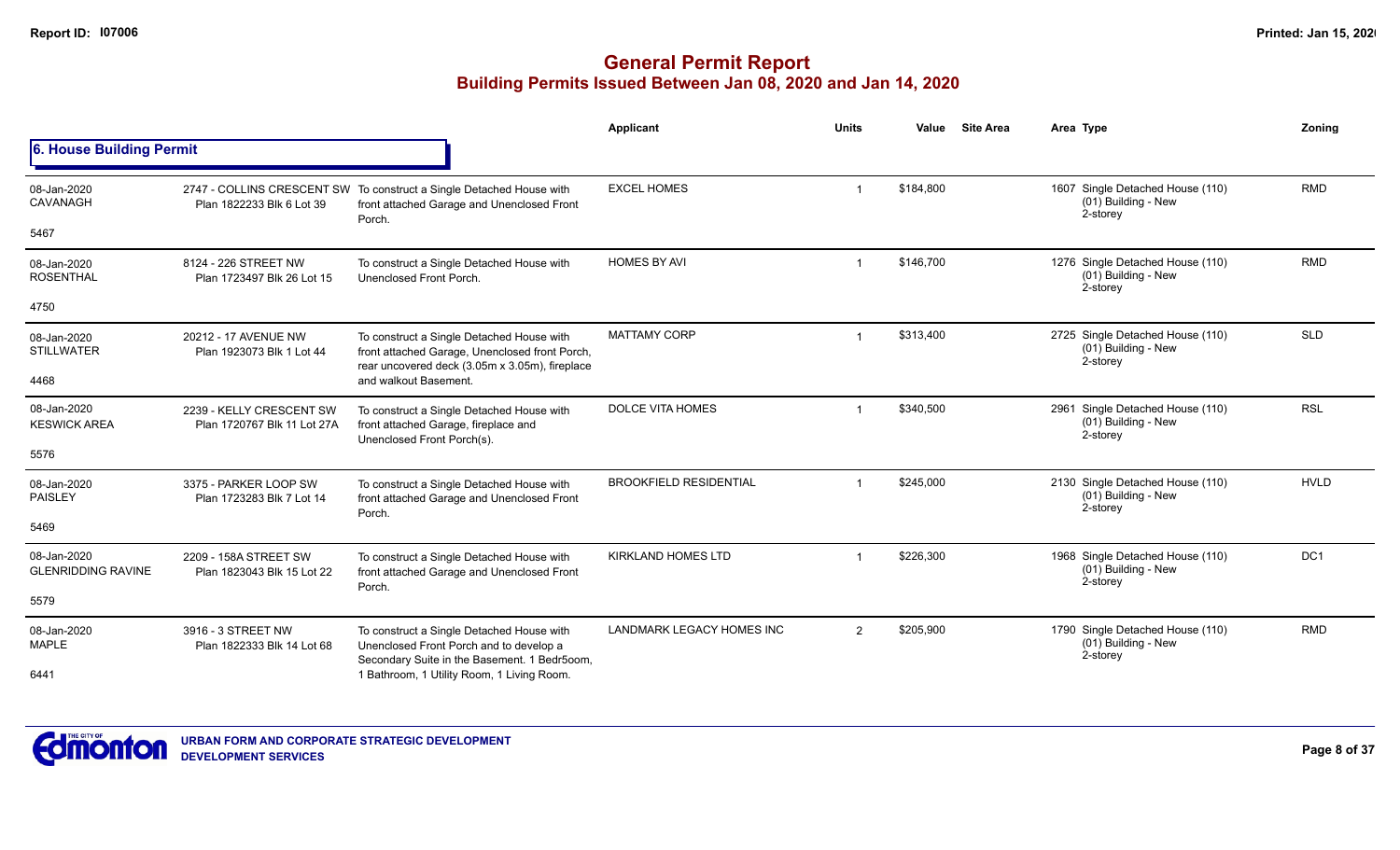# General Permit Report

## Building Permits Issued Between Jan 08, 2020 and Jan 14, 2020

### 6. House Building Permit

| | | | Applicant | Units | Value | Site Area | Area | Type | Zoning |
|---|---|---|---|---|---|---|---|---|---|
| 08-Jan-2020 CAVANAGH 5467 | 2747 - COLLINS CRESCENT SW Plan 1822233 Blk 6 Lot 39 | To construct a Single Detached House with front attached Garage and Unenclosed Front Porch. | EXCEL HOMES | 1 | $184,800 | | 1607 | Single Detached House (110) (01) Building - New 2-storey | RMD |
| 08-Jan-2020 ROSENTHAL 4750 | 8124 - 226 STREET NW Plan 1723497 Blk 26 Lot 15 | To construct a Single Detached House with Unenclosed Front Porch. | HOMES BY AVI | 1 | $146,700 | | 1276 | Single Detached House (110) (01) Building - New 2-storey | RMD |
| 08-Jan-2020 STILLWATER 4468 | 20212 - 17 AVENUE NW Plan 1923073 Blk 1 Lot 44 | To construct a Single Detached House with front attached Garage, Unenclosed front Porch, rear uncovered deck (3.05m x 3.05m), fireplace and walkout Basement. | MATTAMY CORP | 1 | $313,400 | | 2725 | Single Detached House (110) (01) Building - New 2-storey | SLD |
| 08-Jan-2020 KESWICK AREA 5576 | 2239 - KELLY CRESCENT SW Plan 1720767 Blk 11 Lot 27A | To construct a Single Detached House with front attached Garage, fireplace and Unenclosed Front Porch(s). | DOLCE VITA HOMES | 1 | $340,500 | | 2961 | Single Detached House (110) (01) Building - New 2-storey | RSL |
| 08-Jan-2020 PAISLEY 5469 | 3375 - PARKER LOOP SW Plan 1723283 Blk 7 Lot 14 | To construct a Single Detached House with front attached Garage and Unenclosed Front Porch. | BROOKFIELD RESIDENTIAL | 1 | $245,000 | | 2130 | Single Detached House (110) (01) Building - New 2-storey | HVLD |
| 08-Jan-2020 GLENRIDDING RAVINE 5579 | 2209 - 158A STREET SW Plan 1823043 Blk 15 Lot 22 | To construct a Single Detached House with front attached Garage and Unenclosed Front Porch. | KIRKLAND HOMES LTD | 1 | $226,300 | | 1968 | Single Detached House (110) (01) Building - New 2-storey | DC1 |
| 08-Jan-2020 MAPLE 6441 | 3916 - 3 STREET NW Plan 1822333 Blk 14 Lot 68 | To construct a Single Detached House with Unenclosed Front Porch and to develop a Secondary Suite in the Basement. 1 Bedr5oom, 1 Bathroom, 1 Utility Room, 1 Living Room. | LANDMARK LEGACY HOMES INC | 2 | $205,900 | | 1790 | Single Detached House (110) (01) Building - New 2-storey | RMD |

**URBAN FORM AND CORPORATE STRATEGIC DEVELOPMENT**
**DEVELOPMENT SERVICES**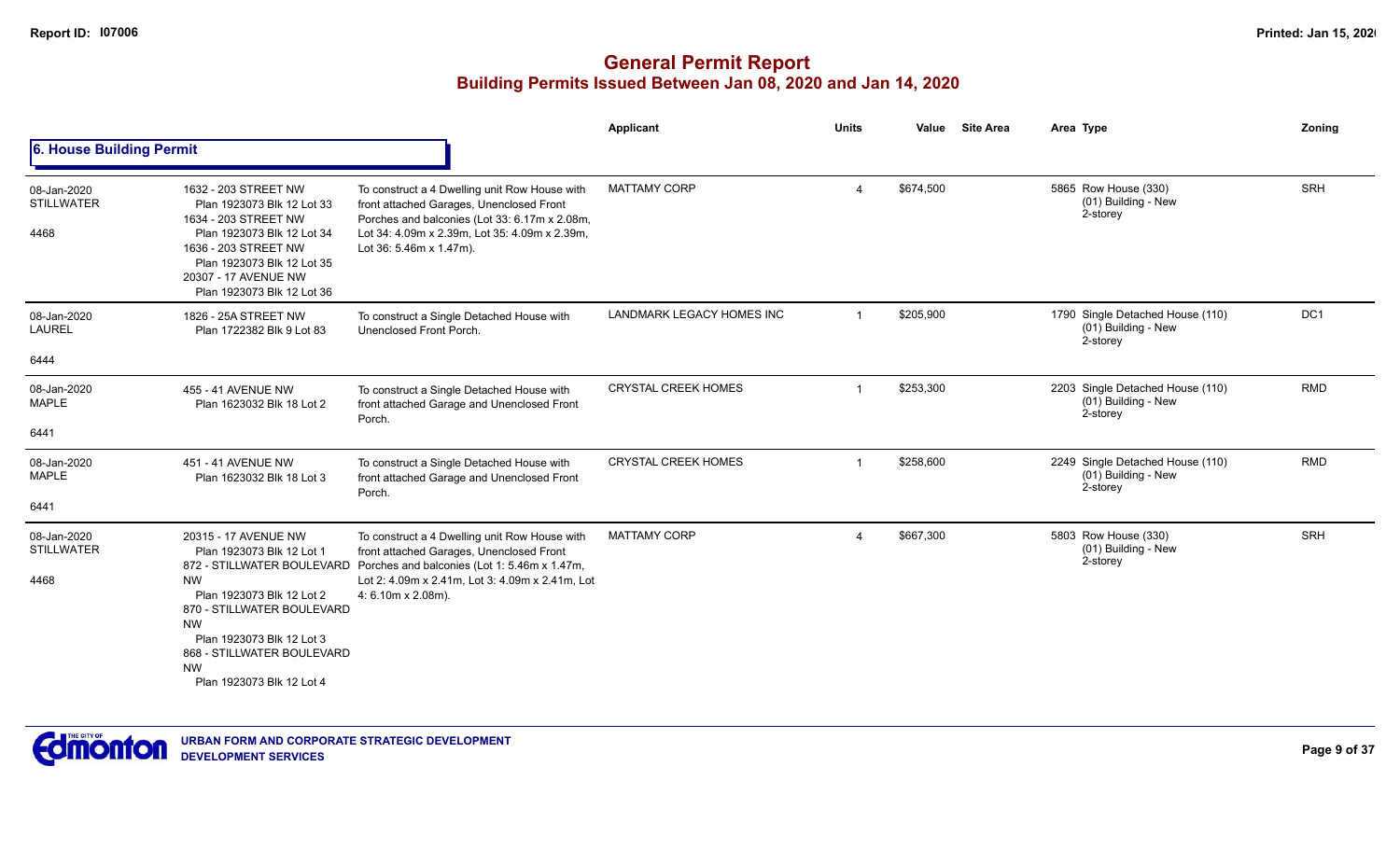# General Permit Report
## Building Permits Issued Between Jan 08, 2020 and Jan 14, 2020

### 6. House Building Permit

| Date / Neighbourhood | Address / Legal | Description | Applicant | Units | Value | Site Area | Area Type | Zoning |
|---|---|---|---|---|---|---|---|---|
| 08-Jan-2020 STILLWATER 4468 | 1632 - 203 STREET NW Plan 1923073 Blk 12 Lot 33; 1634 - 203 STREET NW Plan 1923073 Blk 12 Lot 34; 1636 - 203 STREET NW Plan 1923073 Blk 12 Lot 35; 20307 - 17 AVENUE NW Plan 1923073 Blk 12 Lot 36 | To construct a 4 Dwelling unit Row House with front attached Garages, Unenclosed Front Porches and balconies (Lot 33: 6.17m x 2.08m, Lot 34: 4.09m x 2.39m, Lot 35: 4.09m x 2.39m, Lot 36: 5.46m x 1.47m). | MATTAMY CORP | 4 | $674,500 | | 5865 Row House (330) (01) Building - New 2-storey | SRH |
| 08-Jan-2020 LAUREL 6444 | 1826 - 25A STREET NW Plan 1722382 Blk 9 Lot 83 | To construct a Single Detached House with Unenclosed Front Porch. | LANDMARK LEGACY HOMES INC | 1 | $205,900 | | 1790 Single Detached House (110) (01) Building - New 2-storey | DC1 |
| 08-Jan-2020 MAPLE 6441 | 455 - 41 AVENUE NW Plan 1623032 Blk 18 Lot 2 | To construct a Single Detached House with front attached Garage and Unenclosed Front Porch. | CRYSTAL CREEK HOMES | 1 | $253,300 | | 2203 Single Detached House (110) (01) Building - New 2-storey | RMD |
| 08-Jan-2020 MAPLE 6441 | 451 - 41 AVENUE NW Plan 1623032 Blk 18 Lot 3 | To construct a Single Detached House with front attached Garage and Unenclosed Front Porch. | CRYSTAL CREEK HOMES | 1 | $258,600 | | 2249 Single Detached House (110) (01) Building - New 2-storey | RMD |
| 08-Jan-2020 STILLWATER 4468 | 20315 - 17 AVENUE NW Plan 1923073 Blk 12 Lot 1; 872 - STILLWATER BOULEVARD NW Plan 1923073 Blk 12 Lot 2; 870 - STILLWATER BOULEVARD NW Plan 1923073 Blk 12 Lot 3; 868 - STILLWATER BOULEVARD NW Plan 1923073 Blk 12 Lot 4 | To construct a 4 Dwelling unit Row House with front attached Garages, Unenclosed Front Porches and balconies (Lot 1: 5.46m x 1.47m, Lot 2: 4.09m x 2.41m, Lot 3: 4.09m x 2.41m, Lot 4: 6.10m x 2.08m). | MATTAMY CORP | 4 | $667,300 | | 5803 Row House (330) (01) Building - New 2-storey | SRH |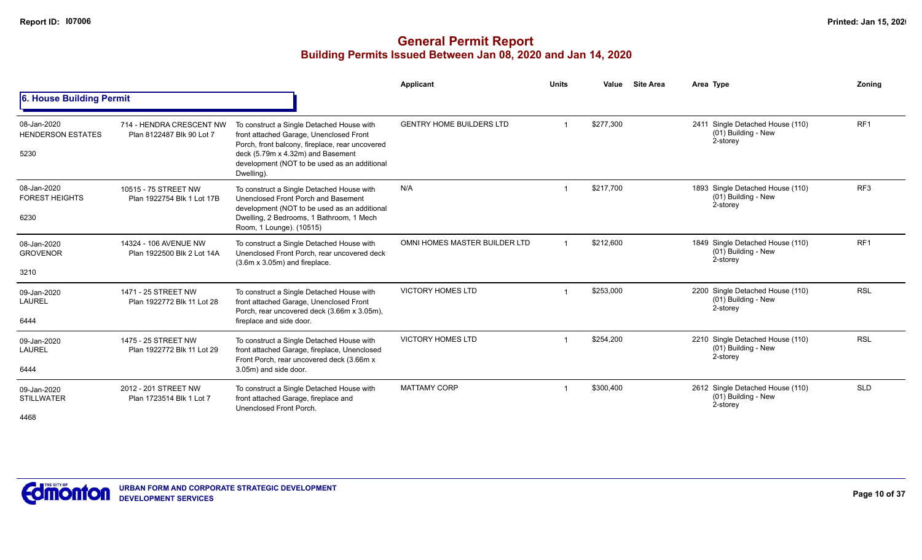# General Permit Report

## Building Permits Issued Between Jan 08, 2020 and Jan 14, 2020

### 6. House Building Permit

| Date / Neighbourhood / Code | Address / Legal | Description | Applicant | Units | Value | Site Area | Area Type | Zoning |
|---|---|---|---|---|---|---|---|---|
| 08-Jan-2020 HENDERSON ESTATES 5230 | 714 - HENDRA CRESCENT NW Plan 8122487 Blk 90 Lot 7 | To construct a Single Detached House with front attached Garage, Unenclosed Front Porch, front balcony, fireplace, rear uncovered deck (5.79m x 4.32m) and Basement development (NOT to be used as an additional Dwelling). | GENTRY HOME BUILDERS LTD | 1 | $277,300 | | 2411 Single Detached House (110) (01) Building - New 2-storey | RF1 |
| 08-Jan-2020 FOREST HEIGHTS 6230 | 10515 - 75 STREET NW Plan 1922754 Blk 1 Lot 17B | To construct a Single Detached House with Unenclosed Front Porch and Basement development (NOT to be used as an additional Dwelling, 2 Bedrooms, 1 Bathroom, 1 Mech Room, 1 Lounge). (10515) | N/A | 1 | $217,700 | | 1893 Single Detached House (110) (01) Building - New 2-storey | RF3 |
| 08-Jan-2020 GROVENOR 3210 | 14324 - 106 AVENUE NW Plan 1922500 Blk 2 Lot 14A | To construct a Single Detached House with Unenclosed Front Porch, rear uncovered deck (3.6m x 3.05m) and fireplace. | OMNI HOMES MASTER BUILDER LTD | 1 | $212,600 | | 1849 Single Detached House (110) (01) Building - New 2-storey | RF1 |
| 09-Jan-2020 LAUREL 6444 | 1471 - 25 STREET NW Plan 1922772 Blk 11 Lot 28 | To construct a Single Detached House with front attached Garage, Unenclosed Front Porch, rear uncovered deck (3.66m x 3.05m), fireplace and side door. | VICTORY HOMES LTD | 1 | $253,000 | | 2200 Single Detached House (110) (01) Building - New 2-storey | RSL |
| 09-Jan-2020 LAUREL 6444 | 1475 - 25 STREET NW Plan 1922772 Blk 11 Lot 29 | To construct a Single Detached House with front attached Garage, fireplace, Unenclosed Front Porch, rear uncovered deck (3.66m x 3.05m) and side door. | VICTORY HOMES LTD | 1 | $254,200 | | 2210 Single Detached House (110) (01) Building - New 2-storey | RSL |
| 09-Jan-2020 STILLWATER 4468 | 2012 - 201 STREET NW Plan 1723514 Blk 1 Lot 7 | To construct a Single Detached House with front attached Garage, fireplace and Unenclosed Front Porch. | MATTAMY CORP | 1 | $300,400 | | 2612 Single Detached House (110) (01) Building - New 2-storey | SLD |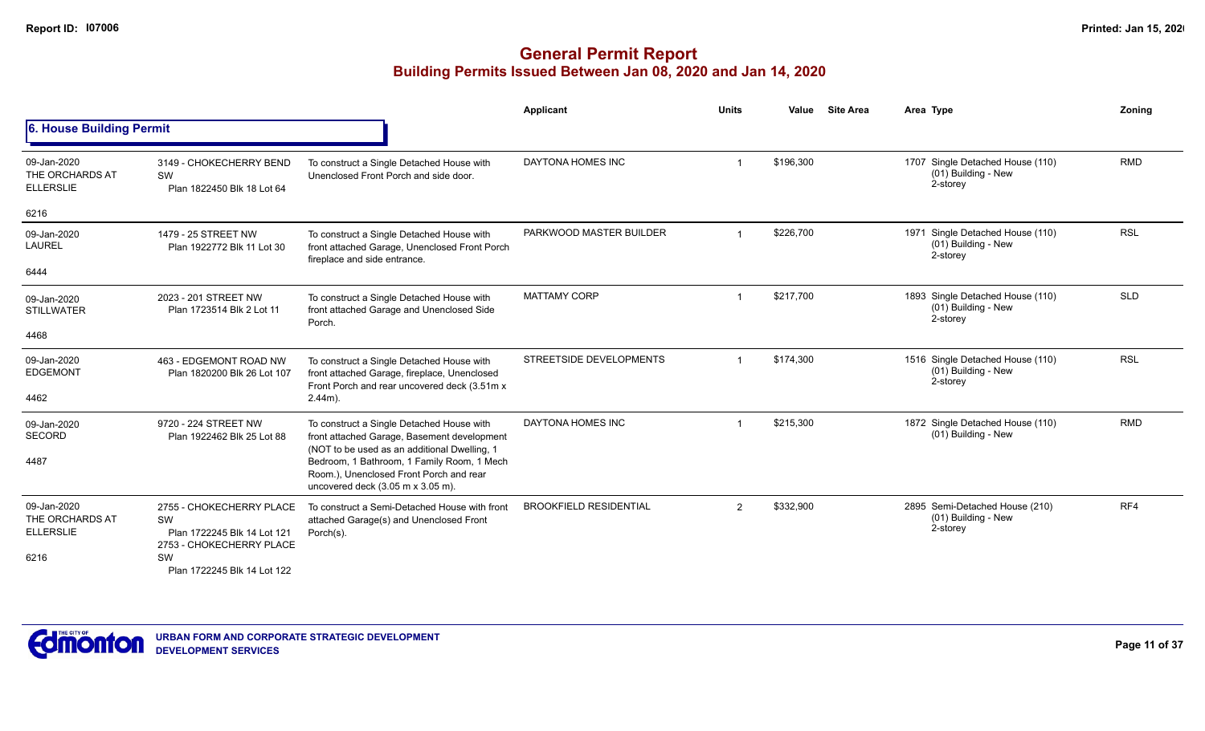# General Permit Report

## Building Permits Issued Between Jan 08, 2020 and Jan 14, 2020

### 6. House Building Permit

| Date / Neighbourhood | Address / Legal | Description | Applicant | Units | Value | Site Area | Area | Type | Zoning |
|---|---|---|---|---|---|---|---|---|---|
| 09-Jan-2020 THE ORCHARDS AT ELLERSLIE 6216 | 3149 - CHOKECHERRY BEND SW Plan 1822450 Blk 18 Lot 64 | To construct a Single Detached House with Unenclosed Front Porch and side door. | DAYTONA HOMES INC | 1 | $196,300 | | 1707 | Single Detached House (110) (01) Building - New 2-storey | RMD |
| 09-Jan-2020 LAUREL 6444 | 1479 - 25 STREET NW Plan 1922772 Blk 11 Lot 30 | To construct a Single Detached House with front attached Garage, Unenclosed Front Porch fireplace and side entrance. | PARKWOOD MASTER BUILDER | 1 | $226,700 | | 1971 | Single Detached House (110) (01) Building - New 2-storey | RSL |
| 09-Jan-2020 STILLWATER 4468 | 2023 - 201 STREET NW Plan 1723514 Blk 2 Lot 11 | To construct a Single Detached House with front attached Garage and Unenclosed Side Porch. | MATTAMY CORP | 1 | $217,700 | | 1893 | Single Detached House (110) (01) Building - New 2-storey | SLD |
| 09-Jan-2020 EDGEMONT 4462 | 463 - EDGEMONT ROAD NW Plan 1820200 Blk 26 Lot 107 | To construct a Single Detached House with front attached Garage, fireplace, Unenclosed Front Porch and rear uncovered deck (3.51m x 2.44m). | STREETSIDE DEVELOPMENTS | 1 | $174,300 | | 1516 | Single Detached House (110) (01) Building - New 2-storey | RSL |
| 09-Jan-2020 SECORD 4487 | 9720 - 224 STREET NW Plan 1922462 Blk 25 Lot 88 | To construct a Single Detached House with front attached Garage, Basement development (NOT to be used as an additional Dwelling, 1 Bedroom, 1 Bathroom, 1 Family Room, 1 Mech Room.), Unenclosed Front Porch and rear uncovered deck (3.05 m x 3.05 m). | DAYTONA HOMES INC | 1 | $215,300 | | 1872 | Single Detached House (110) (01) Building - New | RMD |
| 09-Jan-2020 THE ORCHARDS AT ELLERSLIE 6216 | 2755 - CHOKECHERRY PLACE SW Plan 1722245 Blk 14 Lot 121 2753 - CHOKECHERRY PLACE SW Plan 1722245 Blk 14 Lot 122 | To construct a Semi-Detached House with front attached Garage(s) and Unenclosed Front Porch(s). | BROOKFIELD RESIDENTIAL | 2 | $332,900 | | 2895 | Semi-Detached House (210) (01) Building - New 2-storey | RF4 |

URBAN FORM AND CORPORATE STRATEGIC DEVELOPMENT
DEVELOPMENT SERVICES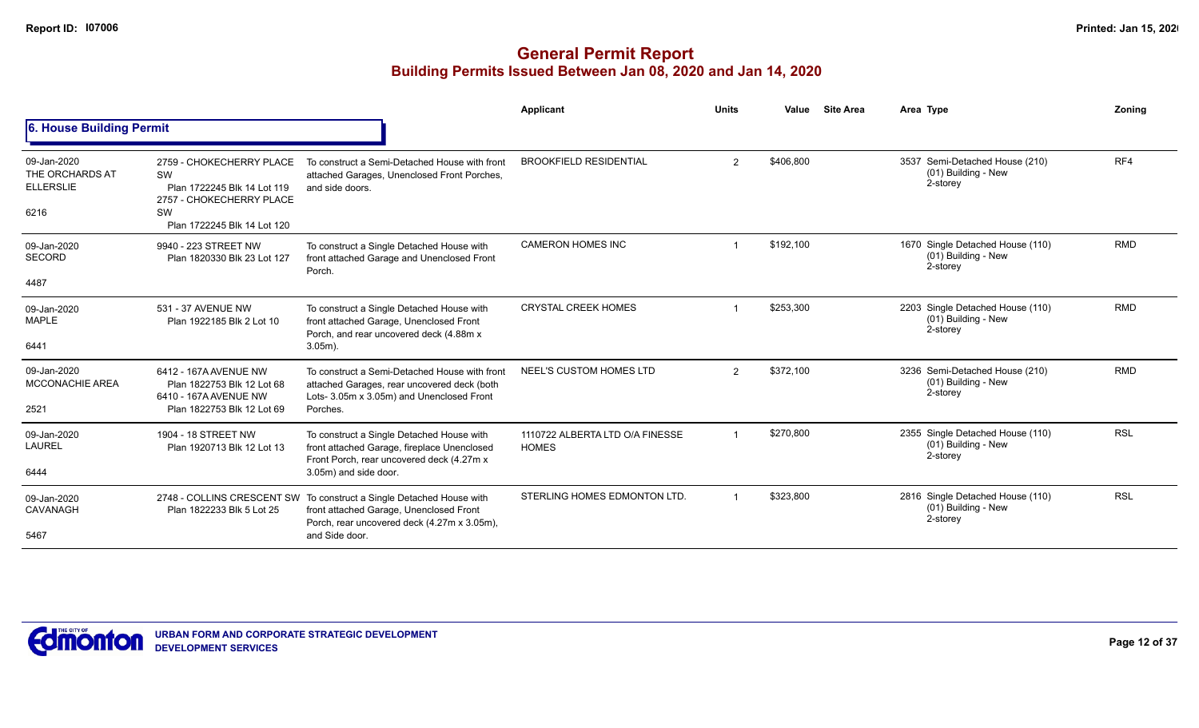# General Permit Report

## Building Permits Issued Between Jan 08, 2020 and Jan 14, 2020

### 6. House Building Permit

| Date / Neighbourhood | Address / Legal | Description | Applicant | Units | Value | Site Area | Area Type | Zoning |
|---|---|---|---|---|---|---|---|---|
| 09-Jan-2020 THE ORCHARDS AT ELLERSLIE 6216 | 2759 - CHOKECHERRY PLACE SW Plan 1722245 Blk 14 Lot 119 2757 - CHOKECHERRY PLACE SW Plan 1722245 Blk 14 Lot 120 | To construct a Semi-Detached House with front attached Garages, Unenclosed Front Porches, and side doors. | BROOKFIELD RESIDENTIAL | 2 | $406,800 | | 3537 Semi-Detached House (210) (01) Building - New 2-storey | RF4 |
| 09-Jan-2020 SECORD 4487 | 9940 - 223 STREET NW Plan 1820330 Blk 23 Lot 127 | To construct a Single Detached House with front attached Garage and Unenclosed Front Porch. | CAMERON HOMES INC | 1 | $192,100 | | 1670 Single Detached House (110) (01) Building - New 2-storey | RMD |
| 09-Jan-2020 MAPLE 6441 | 531 - 37 AVENUE NW Plan 1922185 Blk 2 Lot 10 | To construct a Single Detached House with front attached Garage, Unenclosed Front Porch, and rear uncovered deck (4.88m x 3.05m). | CRYSTAL CREEK HOMES | 1 | $253,300 | | 2203 Single Detached House (110) (01) Building - New 2-storey | RMD |
| 09-Jan-2020 MCCONACHIE AREA 2521 | 6412 - 167A AVENUE NW Plan 1822753 Blk 12 Lot 68 6410 - 167A AVENUE NW Plan 1822753 Blk 12 Lot 69 | To construct a Semi-Detached House with front attached Garages, rear uncovered deck (both Lots- 3.05m x 3.05m) and Unenclosed Front Porches. | NEEL'S CUSTOM HOMES LTD | 2 | $372,100 | | 3236 Semi-Detached House (210) (01) Building - New 2-storey | RMD |
| 09-Jan-2020 LAUREL 6444 | 1904 - 18 STREET NW Plan 1920713 Blk 12 Lot 13 | To construct a Single Detached House with front attached Garage, fireplace Unenclosed Front Porch, rear uncovered deck (4.27m x 3.05m) and side door. | 1110722 ALBERTA LTD O/A FINESSE HOMES | 1 | $270,800 | | 2355 Single Detached House (110) (01) Building - New 2-storey | RSL |
| 09-Jan-2020 CAVANAGH 5467 | 2748 - COLLINS CRESCENT SW Plan 1822233 Blk 5 Lot 25 | To construct a Single Detached House with front attached Garage, Unenclosed Front Porch, rear uncovered deck (4.27m x 3.05m), and Side door. | STERLING HOMES EDMONTON LTD. | 1 | $323,800 | | 2816 Single Detached House (110) (01) Building - New 2-storey | RSL |

URBAN FORM AND CORPORATE STRATEGIC DEVELOPMENT
DEVELOPMENT SERVICES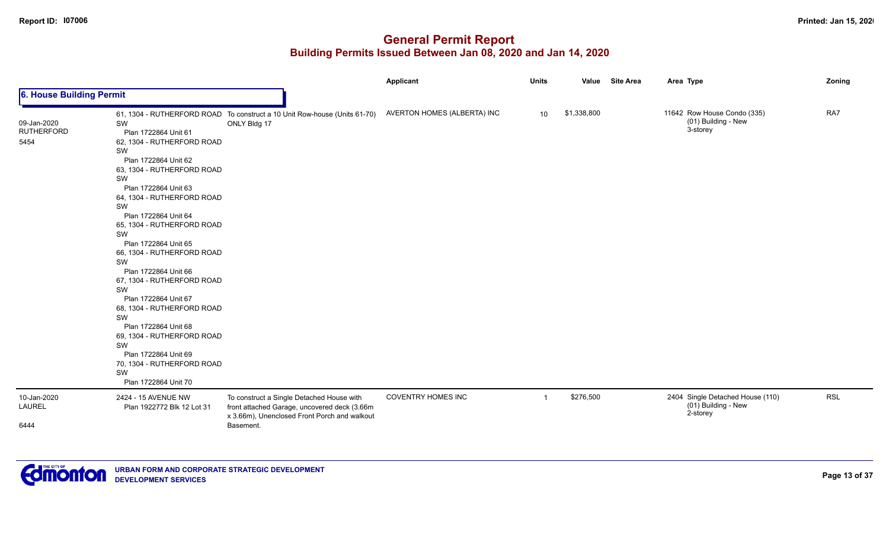# General Permit Report

## Building Permits Issued Between Jan 08, 2020 and Jan 14, 2020

### 6. House Building Permit

| Date / Neighbourhood | Address | Description | Applicant | Units | Value | Site Area | Area | Type | Zoning |
|---|---|---|---|---|---|---|---|---|---|
| 09-Jan-2020 RUTHERFORD 5454 | 61, 1304 - RUTHERFORD ROAD SW Plan 1722864 Unit 61<br>62, 1304 - RUTHERFORD ROAD SW Plan 1722864 Unit 62<br>63, 1304 - RUTHERFORD ROAD SW Plan 1722864 Unit 63<br>64, 1304 - RUTHERFORD ROAD SW Plan 1722864 Unit 64<br>65, 1304 - RUTHERFORD ROAD SW Plan 1722864 Unit 65<br>66, 1304 - RUTHERFORD ROAD SW Plan 1722864 Unit 66<br>67, 1304 - RUTHERFORD ROAD SW Plan 1722864 Unit 67<br>68, 1304 - RUTHERFORD ROAD SW Plan 1722864 Unit 68<br>69, 1304 - RUTHERFORD ROAD SW Plan 1722864 Unit 69<br>70, 1304 - RUTHERFORD ROAD SW Plan 1722864 Unit 70 | To construct a 10 Unit Row-house (Units 61-70) ONLY Bldg 17 | AVERTON HOMES (ALBERTA) INC | 10 | $1,338,800 | | 11642 | Row House Condo (335) (01) Building - New 3-storey | RA7 |
| 10-Jan-2020 LAUREL 6444 | 2424 - 15 AVENUE NW Plan 1922772 Blk 12 Lot 31 | To construct a Single Detached House with front attached Garage, uncovered deck (3.66m x 3.66m), Unenclosed Front Porch and walkout Basement. | COVENTRY HOMES INC | 1 | $276,500 | | 2404 | Single Detached House (110) (01) Building - New 2-storey | RSL |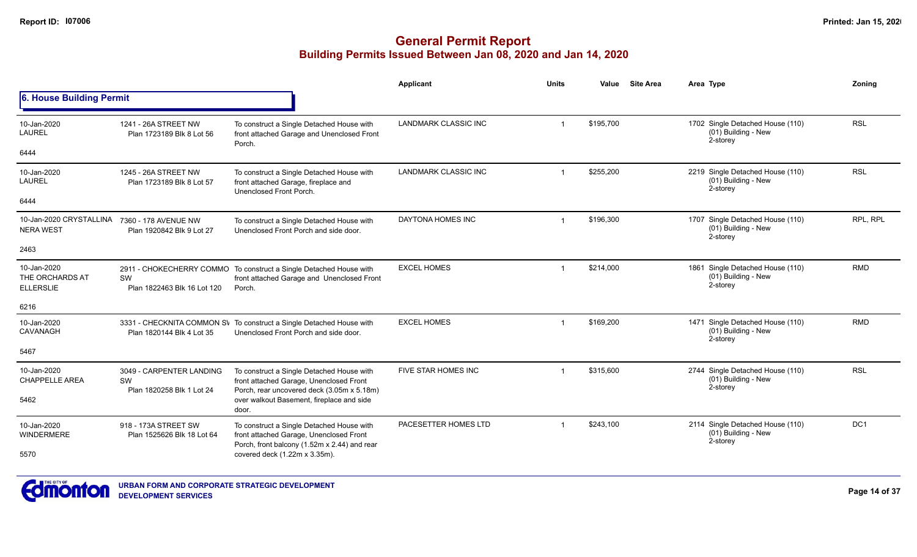# General Permit Report
## Building Permits Issued Between Jan 08, 2020 and Jan 14, 2020

**Report ID: I07006**

### 6. House Building Permit

| Date / Neighbourhood | Address / Legal | Description | Applicant | Units | Value | Site Area | Area Type | Zoning |
|---|---|---|---|---|---|---|---|---|
| 10-Jan-2020 LAUREL 6444 | 1241 - 26A STREET NW Plan 1723189 Blk 8 Lot 56 | To construct a Single Detached House with front attached Garage and Unenclosed Front Porch. | LANDMARK CLASSIC INC | 1 | $195,700 | | 1702 Single Detached House (110) (01) Building - New 2-storey | RSL |
| 10-Jan-2020 LAUREL 6444 | 1245 - 26A STREET NW Plan 1723189 Blk 8 Lot 57 | To construct a Single Detached House with front attached Garage, fireplace and Unenclosed Front Porch. | LANDMARK CLASSIC INC | 1 | $255,200 | | 2219 Single Detached House (110) (01) Building - New 2-storey | RSL |
| 10-Jan-2020 CRYSTALLINA NERA WEST 2463 | 7360 - 178 AVENUE NW Plan 1920842 Blk 9 Lot 27 | To construct a Single Detached House with Unenclosed Front Porch and side door. | DAYTONA HOMES INC | 1 | $196,300 | | 1707 Single Detached House (110) (01) Building - New 2-storey | RPL, RPL |
| 10-Jan-2020 THE ORCHARDS AT ELLERSLIE 6216 | 2911 - CHOKECHERRY COMMO SW Plan 1822463 Blk 16 Lot 120 | To construct a Single Detached House with front attached Garage and Unenclosed Front Porch. | EXCEL HOMES | 1 | $214,000 | | 1861 Single Detached House (110) (01) Building - New 2-storey | RMD |
| 10-Jan-2020 CAVANAGH 5467 | 3331 - CHECKNITA COMMON SW Plan 1820144 Blk 4 Lot 35 | To construct a Single Detached House with Unenclosed Front Porch and side door. | EXCEL HOMES | 1 | $169,200 | | 1471 Single Detached House (110) (01) Building - New 2-storey | RMD |
| 10-Jan-2020 CHAPPELLE AREA 5462 | 3049 - CARPENTER LANDING SW Plan 1820258 Blk 1 Lot 24 | To construct a Single Detached House with front attached Garage, Unenclosed Front Porch, rear uncovered deck (3.05m x 5.18m) over walkout Basement, fireplace and side door. | FIVE STAR HOMES INC | 1 | $315,600 | | 2744 Single Detached House (110) (01) Building - New 2-storey | RSL |
| 10-Jan-2020 WINDERMERE 5570 | 918 - 173A STREET SW Plan 1525626 Blk 18 Lot 64 | To construct a Single Detached House with front attached Garage, Unenclosed Front Porch, front balcony (1.52m x 2.44) and rear covered deck (1.22m x 3.35m). | PACESETTER HOMES LTD | 1 | $243,100 | | 2114 Single Detached House (110) (01) Building - New 2-storey | DC1 |

URBAN FORM AND CORPORATE STRATEGIC DEVELOPMENT
DEVELOPMENT SERVICES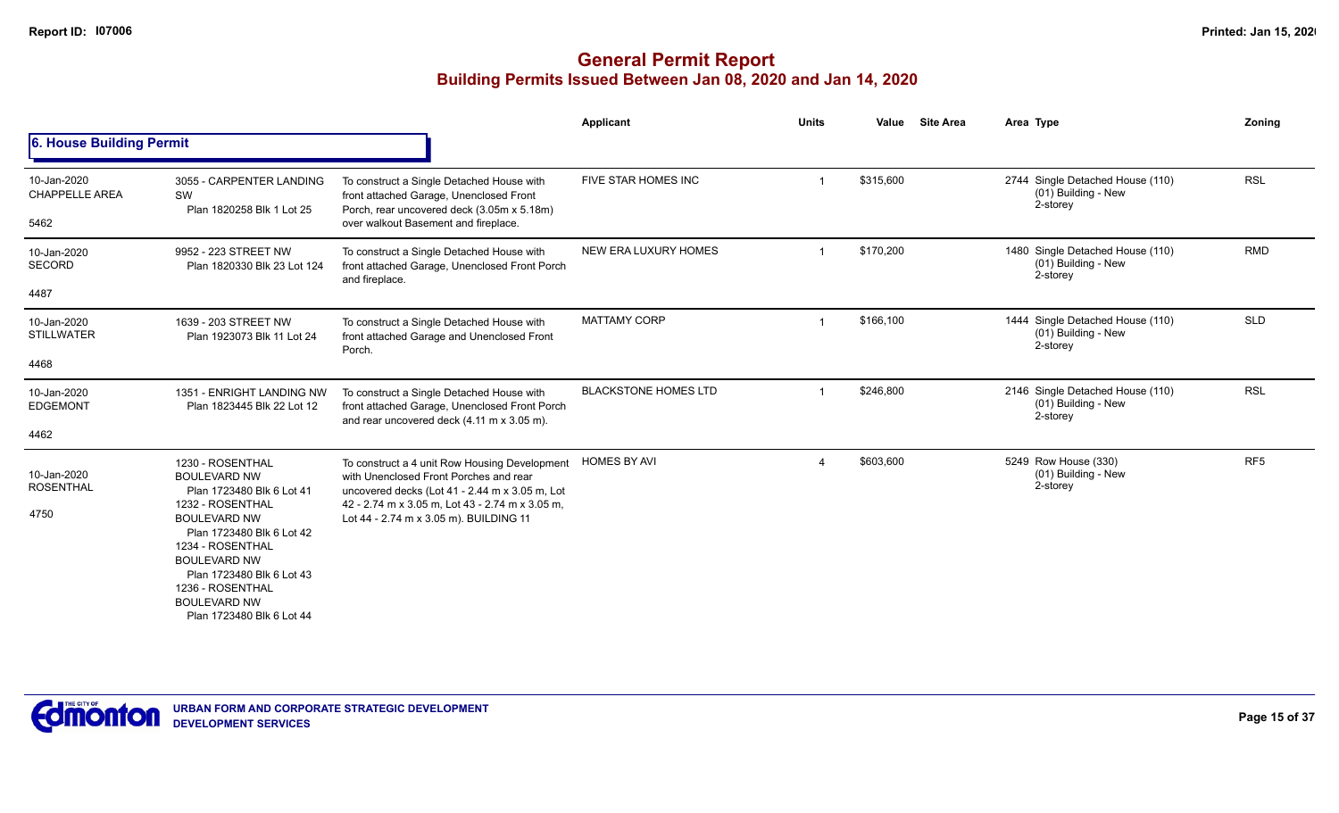# General Permit Report

## Building Permits Issued Between Jan 08, 2020 and Jan 14, 2020

### 6. House Building Permit

| Date / Neighbourhood / Area | Address / Legal | Description | Applicant | Units | Value | Site Area | Area Type | Zoning |
|---|---|---|---|---|---|---|---|---|
| 10-Jan-2020 CHAPPELLE AREA 5462 | 3055 - CARPENTER LANDING SW Plan 1820258 Blk 1 Lot 25 | To construct a Single Detached House with front attached Garage, Unenclosed Front Porch, rear uncovered deck (3.05m x 5.18m) over walkout Basement and fireplace. | FIVE STAR HOMES INC | 1 | $315,600 | | 2744 Single Detached House (110) (01) Building - New 2-storey | RSL |
| 10-Jan-2020 SECORD 4487 | 9952 - 223 STREET NW Plan 1820330 Blk 23 Lot 124 | To construct a Single Detached House with front attached Garage, Unenclosed Front Porch and fireplace. | NEW ERA LUXURY HOMES | 1 | $170,200 | | 1480 Single Detached House (110) (01) Building - New 2-storey | RMD |
| 10-Jan-2020 STILLWATER 4468 | 1639 - 203 STREET NW Plan 1923073 Blk 11 Lot 24 | To construct a Single Detached House with front attached Garage and Unenclosed Front Porch. | MATTAMY CORP | 1 | $166,100 | | 1444 Single Detached House (110) (01) Building - New 2-storey | SLD |
| 10-Jan-2020 EDGEMONT 4462 | 1351 - ENRIGHT LANDING NW Plan 1823445 Blk 22 Lot 12 | To construct a Single Detached House with front attached Garage, Unenclosed Front Porch and rear uncovered deck (4.11 m x 3.05 m). | BLACKSTONE HOMES LTD | 1 | $246,800 | | 2146 Single Detached House (110) (01) Building - New 2-storey | RSL |
| 10-Jan-2020 ROSENTHAL 4750 | 1230 - ROSENTHAL BOULEVARD NW Plan 1723480 Blk 6 Lot 41; 1232 - ROSENTHAL BOULEVARD NW Plan 1723480 Blk 6 Lot 42; 1234 - ROSENTHAL BOULEVARD NW Plan 1723480 Blk 6 Lot 43; 1236 - ROSENTHAL BOULEVARD NW Plan 1723480 Blk 6 Lot 44 | To construct a 4 unit Row Housing Development with Unenclosed Front Porches and rear uncovered decks (Lot 41 - 2.44 m x 3.05 m, Lot 42 - 2.74 m x 3.05 m, Lot 43 - 2.74 m x 3.05 m, Lot 44 - 2.74 m x 3.05 m). BUILDING 11 | HOMES BY AVI | 4 | $603,600 | | 5249 Row House (330) (01) Building - New 2-storey | RF5 |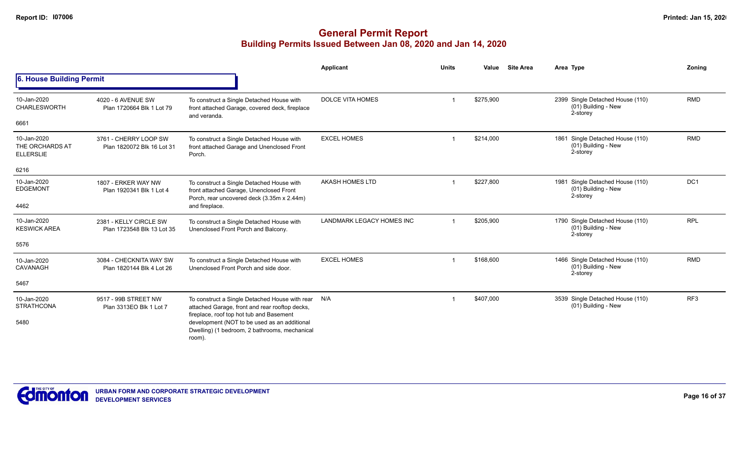# General Permit Report
## Building Permits Issued Between Jan 08, 2020 and Jan 14, 2020

### 6. House Building Permit

| Date / Neighbourhood | Address / Legal | Description | Applicant | Units | Value | Site Area | Area Type | Zoning |
|---|---|---|---|---|---|---|---|---|
| 10-Jan-2020 CHARLESWORTH 6661 | 4020 - 6 AVENUE SW Plan 1720664 Blk 1 Lot 79 | To construct a Single Detached House with front attached Garage, covered deck, fireplace and veranda. | DOLCE VITA HOMES | 1 | $275,900 | | 2399 Single Detached House (110) (01) Building - New 2-storey | RMD |
| 10-Jan-2020 THE ORCHARDS AT ELLERSLIE 6216 | 3761 - CHERRY LOOP SW Plan 1820072 Blk 16 Lot 31 | To construct a Single Detached House with front attached Garage and Unenclosed Front Porch. | EXCEL HOMES | 1 | $214,000 | | 1861 Single Detached House (110) (01) Building - New 2-storey | RMD |
| 10-Jan-2020 EDGEMONT 4462 | 1807 - ERKER WAY NW Plan 1920341 Blk 1 Lot 4 | To construct a Single Detached House with front attached Garage, Unenclosed Front Porch, rear uncovered deck (3.35m x 2.44m) and fireplace. | AKASH HOMES LTD | 1 | $227,800 | | 1981 Single Detached House (110) (01) Building - New 2-storey | DC1 |
| 10-Jan-2020 KESWICK AREA 5576 | 2381 - KELLY CIRCLE SW Plan 1723548 Blk 13 Lot 35 | To construct a Single Detached House with Unenclosed Front Porch and Balcony. | LANDMARK LEGACY HOMES INC | 1 | $205,900 | | 1790 Single Detached House (110) (01) Building - New 2-storey | RPL |
| 10-Jan-2020 CAVANAGH 5467 | 3084 - CHECKNITA WAY SW Plan 1820144 Blk 4 Lot 26 | To construct a Single Detached House with Unenclosed Front Porch and side door. | EXCEL HOMES | 1 | $168,600 | | 1466 Single Detached House (110) (01) Building - New 2-storey | RMD |
| 10-Jan-2020 STRATHCONA 5480 | 9517 - 99B STREET NW Plan 3313EO Blk 1 Lot 7 | To construct a Single Detached House with rear attached Garage, front and rear rooftop decks, fireplace, roof top hot tub and Basement development (NOT to be used as an additional Dwelling) (1 bedroom, 2 bathrooms, mechanical room). | N/A | 1 | $407,000 | | 3539 Single Detached House (110) (01) Building - New | RF3 |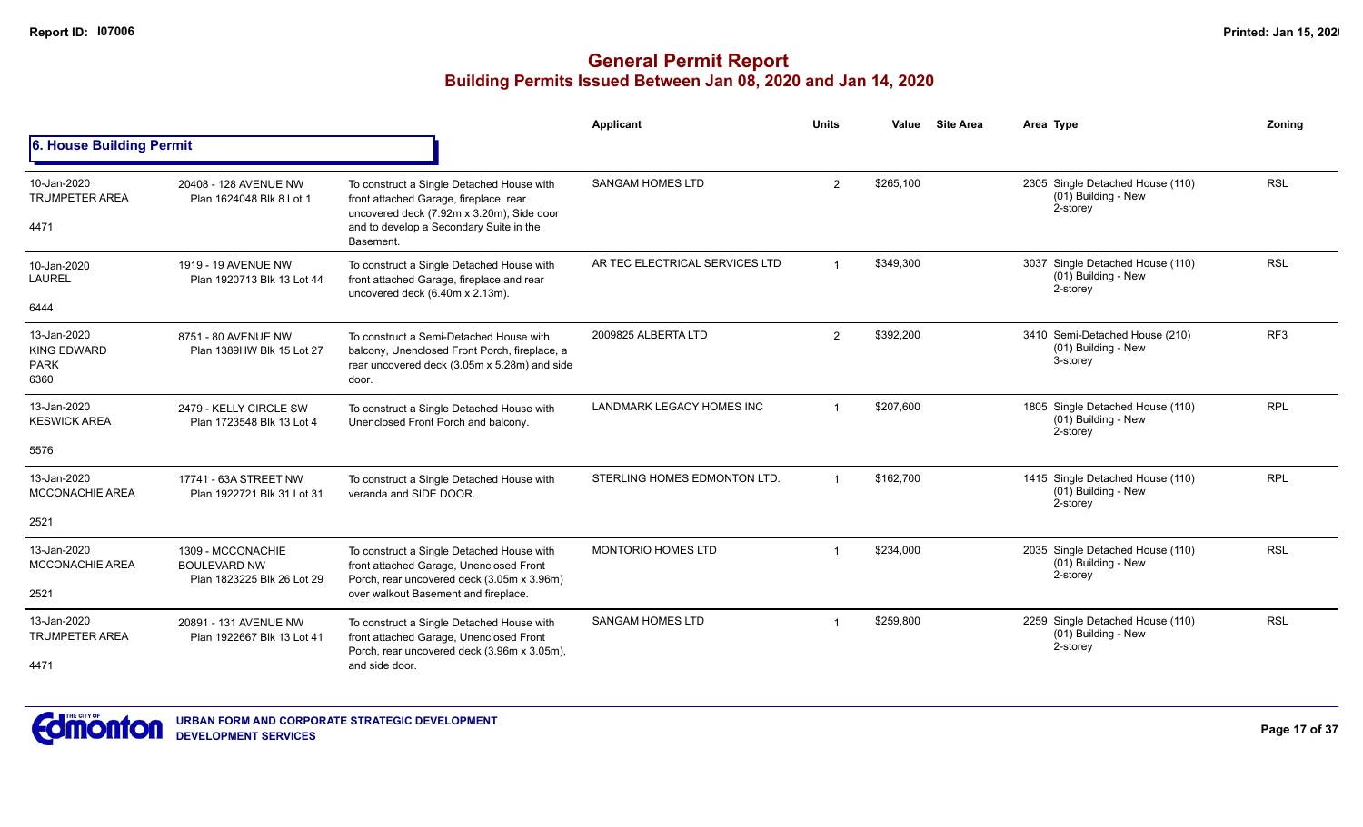# General Permit Report

## Building Permits Issued Between Jan 08, 2020 and Jan 14, 2020

### 6. House Building Permit

| Date / Neighbourhood | Address / Legal | Description | Applicant | Units | Value | Site Area | Area Type | Zoning |
|---|---|---|---|---|---|---|---|---|
| 10-Jan-2020 TRUMPETER AREA 4471 | 20408 - 128 AVENUE NW Plan 1624048 Blk 8 Lot 1 | To construct a Single Detached House with front attached Garage, fireplace, rear uncovered deck (7.92m x 3.20m), Side door and to develop a Secondary Suite in the Basement. | SANGAM HOMES LTD | 2 | $265,100 | | 2305 Single Detached House (110) (01) Building - New 2-storey | RSL |
| 10-Jan-2020 LAUREL 6444 | 1919 - 19 AVENUE NW Plan 1920713 Blk 13 Lot 44 | To construct a Single Detached House with front attached Garage, fireplace and rear uncovered deck (6.40m x 2.13m). | AR TEC ELECTRICAL SERVICES LTD | 1 | $349,300 | | 3037 Single Detached House (110) (01) Building - New 2-storey | RSL |
| 13-Jan-2020 KING EDWARD PARK 6360 | 8751 - 80 AVENUE NW Plan 1389HW Blk 15 Lot 27 | To construct a Semi-Detached House with balcony, Unenclosed Front Porch, fireplace, a rear uncovered deck (3.05m x 5.28m) and side door. | 2009825 ALBERTA LTD | 2 | $392,200 | | 3410 Semi-Detached House (210) (01) Building - New 3-storey | RF3 |
| 13-Jan-2020 KESWICK AREA 5576 | 2479 - KELLY CIRCLE SW Plan 1723548 Blk 13 Lot 4 | To construct a Single Detached House with Unenclosed Front Porch and balcony. | LANDMARK LEGACY HOMES INC | 1 | $207,600 | | 1805 Single Detached House (110) (01) Building - New 2-storey | RPL |
| 13-Jan-2020 MCCONACHIE AREA 2521 | 17741 - 63A STREET NW Plan 1922721 Blk 31 Lot 31 | To construct a Single Detached House with veranda and SIDE DOOR. | STERLING HOMES EDMONTON LTD. | 1 | $162,700 | | 1415 Single Detached House (110) (01) Building - New 2-storey | RPL |
| 13-Jan-2020 MCCONACHIE AREA 2521 | 1309 - MCCONACHIE BOULEVARD NW Plan 1823225 Blk 26 Lot 29 | To construct a Single Detached House with front attached Garage, Unenclosed Front Porch, rear uncovered deck (3.05m x 3.96m) over walkout Basement and fireplace. | MONTORIO HOMES LTD | 1 | $234,000 | | 2035 Single Detached House (110) (01) Building - New 2-storey | RSL |
| 13-Jan-2020 TRUMPETER AREA 4471 | 20891 - 131 AVENUE NW Plan 1922667 Blk 13 Lot 41 | To construct a Single Detached House with front attached Garage, Unenclosed Front Porch, rear uncovered deck (3.96m x 3.05m), and side door. | SANGAM HOMES LTD | 1 | $259,800 | | 2259 Single Detached House (110) (01) Building - New 2-storey | RSL |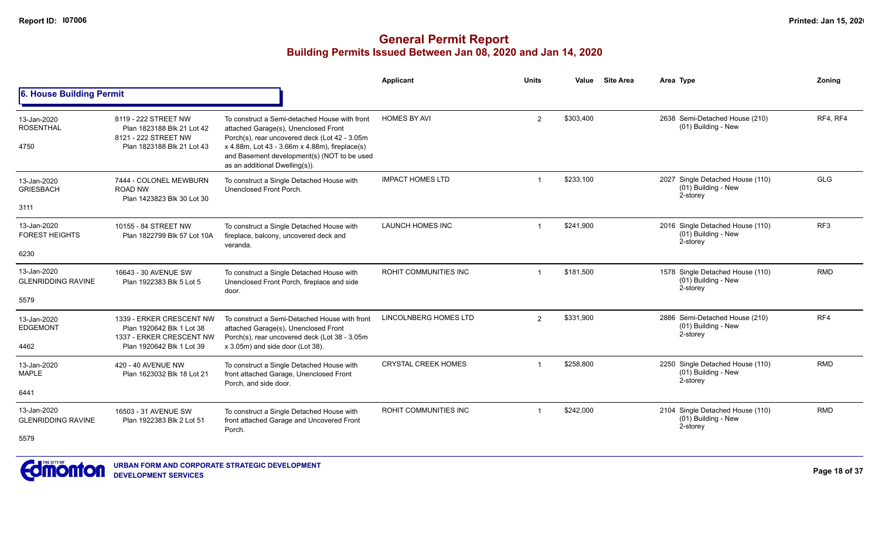# General Permit Report

## Building Permits Issued Between Jan 08, 2020 and Jan 14, 2020

### 6. House Building Permit

| Date / Neighbourhood / Code | Address / Legal | Description | Applicant | Units | Value | Site Area | Area Type | Zoning |
|---|---|---|---|---|---|---|---|---|
| 13-Jan-2020 ROSENTHAL 4750 | 8119 - 222 STREET NW Plan 1823188 Blk 21 Lot 42 8121 - 222 STREET NW Plan 1823188 Blk 21 Lot 43 | To construct a Semi-detached House with front attached Garage(s), Unenclosed Front Porch(s), rear uncovered deck (Lot 42 - 3.05m x 4.88m, Lot 43 - 3.66m x 4.88m), fireplace(s) and Basement development(s) (NOT to be used as an additional Dwelling(s)). | HOMES BY AVI | 2 | $303,400 | | 2638 Semi-Detached House (210) (01) Building - New | RF4, RF4 |
| 13-Jan-2020 GRIESBACH 3111 | 7444 - COLONEL MEWBURN ROAD NW Plan 1423823 Blk 30 Lot 30 | To construct a Single Detached House with Unenclosed Front Porch. | IMPACT HOMES LTD | 1 | $233,100 | | 2027 Single Detached House (110) (01) Building - New 2-storey | GLG |
| 13-Jan-2020 FOREST HEIGHTS 6230 | 10155 - 84 STREET NW Plan 1822799 Blk 57 Lot 10A | To construct a Single Detached House with fireplace, balcony, uncovered deck and veranda. | LAUNCH HOMES INC | 1 | $241,900 | | 2016 Single Detached House (110) (01) Building - New 2-storey | RF3 |
| 13-Jan-2020 GLENRIDDING RAVINE 5579 | 16643 - 30 AVENUE SW Plan 1922383 Blk 5 Lot 5 | To construct a Single Detached House with Unenclosed Front Porch, fireplace and side door. | ROHIT COMMUNITIES INC | 1 | $181,500 | | 1578 Single Detached House (110) (01) Building - New 2-storey | RMD |
| 13-Jan-2020 EDGEMONT 4462 | 1339 - ERKER CRESCENT NW Plan 1920642 Blk 1 Lot 38 1337 - ERKER CRESCENT NW Plan 1920642 Blk 1 Lot 39 | To construct a Semi-Detached House with front attached Garage(s), Unenclosed Front Porch(s), rear uncovered deck (Lot 38 - 3.05m x 3.05m) and side door (Lot 38). | LINCOLNBERG HOMES LTD | 2 | $331,900 | | 2886 Semi-Detached House (210) (01) Building - New 2-storey | RF4 |
| 13-Jan-2020 MAPLE 6441 | 420 - 40 AVENUE NW Plan 1623032 Blk 18 Lot 21 | To construct a Single Detached House with front attached Garage, Unenclosed Front Porch, and side door. | CRYSTAL CREEK HOMES | 1 | $258,800 | | 2250 Single Detached House (110) (01) Building - New 2-storey | RMD |
| 13-Jan-2020 GLENRIDDING RAVINE 5579 | 16503 - 31 AVENUE SW Plan 1922383 Blk 2 Lot 51 | To construct a Single Detached House with front attached Garage and Uncovered Front Porch. | ROHIT COMMUNITIES INC | 1 | $242,000 | | 2104 Single Detached House (110) (01) Building - New 2-storey | RMD |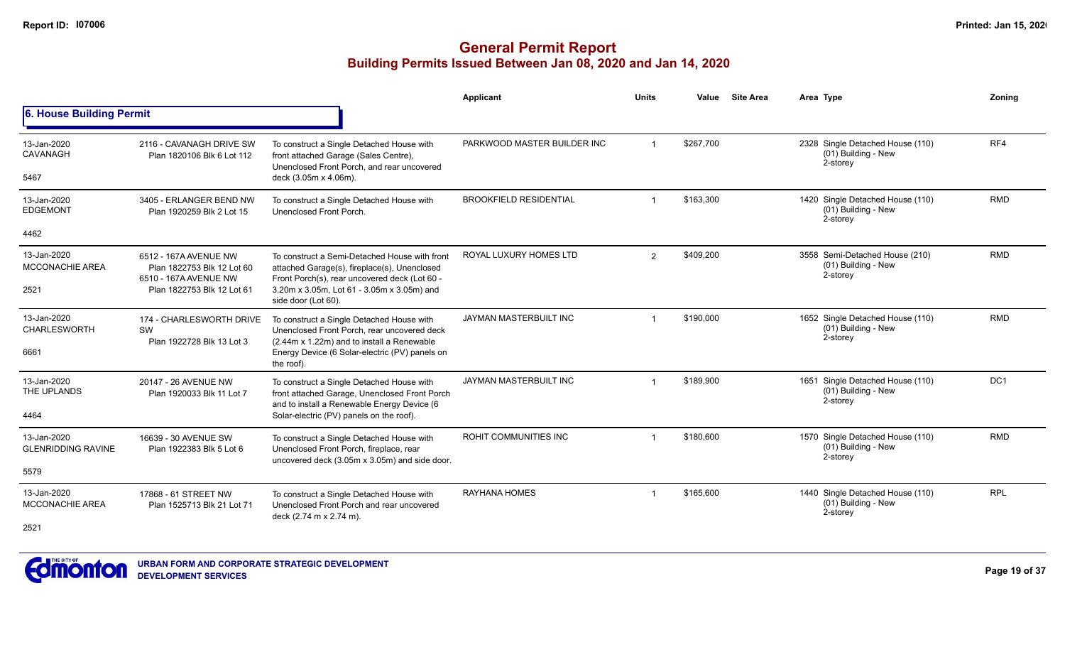# General Permit Report
## Building Permits Issued Between Jan 08, 2020 and Jan 14, 2020

### 6. House Building Permit

| Date / Neighbourhood | Address / Legal | Description | Applicant | Units | Value | Site Area | Area Type | Zoning |
|---|---|---|---|---|---|---|---|---|
| 13-Jan-2020 CAVANAGH 5467 | 2116 - CAVANAGH DRIVE SW Plan 1820106 Blk 6 Lot 112 | To construct a Single Detached House with front attached Garage (Sales Centre), Unenclosed Front Porch, and rear uncovered deck (3.05m x 4.06m). | PARKWOOD MASTER BUILDER INC | 1 | $267,700 | | 2328 Single Detached House (110) (01) Building - New 2-storey | RF4 |
| 13-Jan-2020 EDGEMONT 4462 | 3405 - ERLANGER BEND NW Plan 1920259 Blk 2 Lot 15 | To construct a Single Detached House with Unenclosed Front Porch. | BROOKFIELD RESIDENTIAL | 1 | $163,300 | | 1420 Single Detached House (110) (01) Building - New 2-storey | RMD |
| 13-Jan-2020 MCCONACHIE AREA 2521 | 6512 - 167A AVENUE NW Plan 1822753 Blk 12 Lot 60 6510 - 167A AVENUE NW Plan 1822753 Blk 12 Lot 61 | To construct a Semi-Detached House with front attached Garage(s), fireplace(s), Unenclosed Front Porch(s), rear uncovered deck (Lot 60 - 3.20m x 3.05m, Lot 61 - 3.05m x 3.05m) and side door (Lot 60). | ROYAL LUXURY HOMES LTD | 2 | $409,200 | | 3558 Semi-Detached House (210) (01) Building - New 2-storey | RMD |
| 13-Jan-2020 CHARLESWORTH 6661 | 174 - CHARLESWORTH DRIVE SW Plan 1922728 Blk 13 Lot 3 | To construct a Single Detached House with Unenclosed Front Porch, rear uncovered deck (2.44m x 1.22m) and to install a Renewable Energy Device (6 Solar-electric (PV) panels on the roof). | JAYMAN MASTERBUILT INC | 1 | $190,000 | | 1652 Single Detached House (110) (01) Building - New 2-storey | RMD |
| 13-Jan-2020 THE UPLANDS 4464 | 20147 - 26 AVENUE NW Plan 1920033 Blk 11 Lot 7 | To construct a Single Detached House with front attached Garage, Unenclosed Front Porch and to install a Renewable Energy Device (6 Solar-electric (PV) panels on the roof). | JAYMAN MASTERBUILT INC | 1 | $189,900 | | 1651 Single Detached House (110) (01) Building - New 2-storey | DC1 |
| 13-Jan-2020 GLENRIDDING RAVINE 5579 | 16639 - 30 AVENUE SW Plan 1922383 Blk 5 Lot 6 | To construct a Single Detached House with Unenclosed Front Porch, fireplace, rear uncovered deck (3.05m x 3.05m) and side door. | ROHIT COMMUNITIES INC | 1 | $180,600 | | 1570 Single Detached House (110) (01) Building - New 2-storey | RMD |
| 13-Jan-2020 MCCONACHIE AREA 2521 | 17868 - 61 STREET NW Plan 1525713 Blk 21 Lot 71 | To construct a Single Detached House with Unenclosed Front Porch and rear uncovered deck (2.74 m x 2.74 m). | RAYHANA HOMES | 1 | $165,600 | | 1440 Single Detached House (110) (01) Building - New 2-storey | RPL |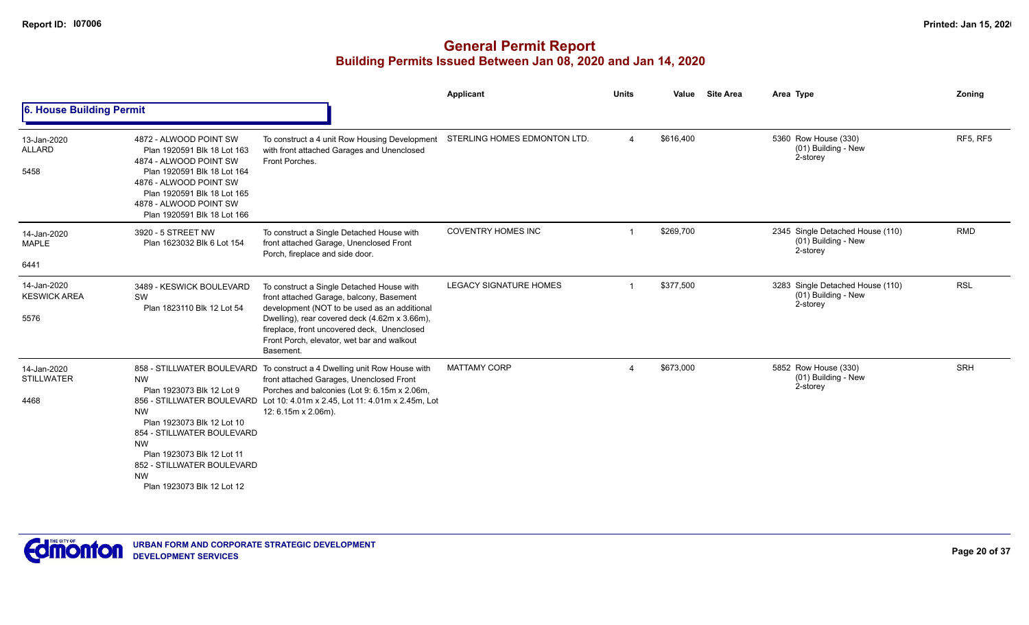# General Permit Report

## Building Permits Issued Between Jan 08, 2020 and Jan 14, 2020

### 6. House Building Permit

| Date / Neighbourhood / # | Address | Description | Applicant | Units | Value | Site Area | Area Type | Zoning |
|---|---|---|---|---|---|---|---|---|
| 13-Jan-2020 ALLARD 5458 | 4872 - ALWOOD POINT SW Plan 1920591 Blk 18 Lot 163 4874 - ALWOOD POINT SW Plan 1920591 Blk 18 Lot 164 4876 - ALWOOD POINT SW Plan 1920591 Blk 18 Lot 165 4878 - ALWOOD POINT SW Plan 1920591 Blk 18 Lot 166 | To construct a 4 unit Row Housing Development with front attached Garages and Unenclosed Front Porches. | STERLING HOMES EDMONTON LTD. | 4 | $616,400 | | 5360 Row House (330) (01) Building - New 2-storey | RF5, RF5 |
| 14-Jan-2020 MAPLE 6441 | 3920 - 5 STREET NW Plan 1623032 Blk 6 Lot 154 | To construct a Single Detached House with front attached Garage, Unenclosed Front Porch, fireplace and side door. | COVENTRY HOMES INC | 1 | $269,700 | | 2345 Single Detached House (110) (01) Building - New 2-storey | RMD |
| 14-Jan-2020 KESWICK AREA 5576 | 3489 - KESWICK BOULEVARD SW Plan 1823110 Blk 12 Lot 54 | To construct a Single Detached House with front attached Garage, balcony, Basement development (NOT to be used as an additional Dwelling), rear covered deck (4.62m x 3.66m), fireplace, front uncovered deck, Unenclosed Front Porch, elevator, wet bar and walkout Basement. | LEGACY SIGNATURE HOMES | 1 | $377,500 | | 3283 Single Detached House (110) (01) Building - New 2-storey | RSL |
| 14-Jan-2020 STILLWATER 4468 | 858 - STILLWATER BOULEVARD NW Plan 1923073 Blk 12 Lot 9 856 - STILLWATER BOULEVARD NW Plan 1923073 Blk 12 Lot 10 854 - STILLWATER BOULEVARD NW Plan 1923073 Blk 12 Lot 11 852 - STILLWATER BOULEVARD NW Plan 1923073 Blk 12 Lot 12 | To construct a 4 Dwelling unit Row House with front attached Garages, Unenclosed Front Porches and balconies (Lot 9: 6.15m x 2.06m, Lot 10: 4.01m x 2.45, Lot 11: 4.01m x 2.45m, Lot 12: 6.15m x 2.06m). | MATTAMY CORP | 4 | $673,000 | | 5852 Row House (330) (01) Building - New 2-storey | SRH |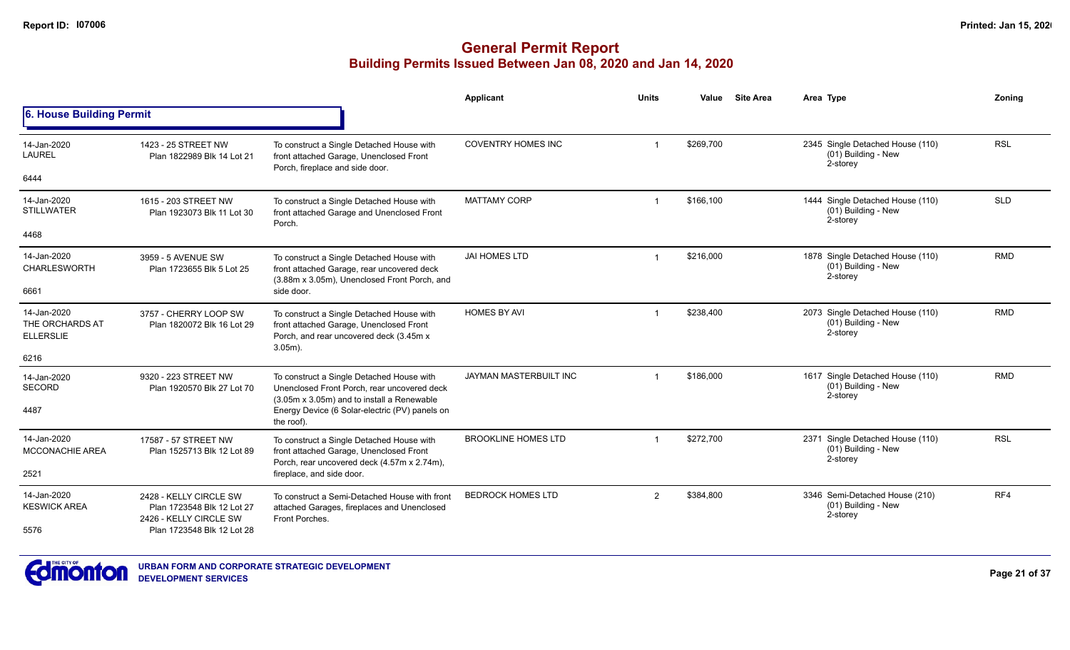# General Permit Report
## Building Permits Issued Between Jan 08, 2020 and Jan 14, 2020

### 6. House Building Permit

| Date / Neighbourhood | Address / Legal | Description | Applicant | Units | Value | Site Area | Area Type | Zoning |
|---|---|---|---|---|---|---|---|---|
| 14-Jan-2020 LAUREL 6444 | 1423 - 25 STREET NW Plan 1822989 Blk 14 Lot 21 | To construct a Single Detached House with front attached Garage, Unenclosed Front Porch, fireplace and side door. | COVENTRY HOMES INC | 1 | $269,700 | | 2345 Single Detached House (110) (01) Building - New 2-storey | RSL |
| 14-Jan-2020 STILLWATER 4468 | 1615 - 203 STREET NW Plan 1923073 Blk 11 Lot 30 | To construct a Single Detached House with front attached Garage and Unenclosed Front Porch. | MATTAMY CORP | 1 | $166,100 | | 1444 Single Detached House (110) (01) Building - New 2-storey | SLD |
| 14-Jan-2020 CHARLESWORTH 6661 | 3959 - 5 AVENUE SW Plan 1723655 Blk 5 Lot 25 | To construct a Single Detached House with front attached Garage, rear uncovered deck (3.88m x 3.05m), Unenclosed Front Porch, and side door. | JAI HOMES LTD | 1 | $216,000 | | 1878 Single Detached House (110) (01) Building - New 2-storey | RMD |
| 14-Jan-2020 THE ORCHARDS AT ELLERSLIE 6216 | 3757 - CHERRY LOOP SW Plan 1820072 Blk 16 Lot 29 | To construct a Single Detached House with front attached Garage, Unenclosed Front Porch, and rear uncovered deck (3.45m x 3.05m). | HOMES BY AVI | 1 | $238,400 | | 2073 Single Detached House (110) (01) Building - New 2-storey | RMD |
| 14-Jan-2020 SECORD 4487 | 9320 - 223 STREET NW Plan 1920570 Blk 27 Lot 70 | To construct a Single Detached House with Unenclosed Front Porch, rear uncovered deck (3.05m x 3.05m) and to install a Renewable Energy Device (6 Solar-electric (PV) panels on the roof). | JAYMAN MASTERBUILT INC | 1 | $186,000 | | 1617 Single Detached House (110) (01) Building - New 2-storey | RMD |
| 14-Jan-2020 MCCONACHIE AREA 2521 | 17587 - 57 STREET NW Plan 1525713 Blk 12 Lot 89 | To construct a Single Detached House with front attached Garage, Unenclosed Front Porch, rear uncovered deck (4.57m x 2.74m), fireplace, and side door. | BROOKLINE HOMES LTD | 1 | $272,700 | | 2371 Single Detached House (110) (01) Building - New 2-storey | RSL |
| 14-Jan-2020 KESWICK AREA 5576 | 2428 - KELLY CIRCLE SW Plan 1723548 Blk 12 Lot 27 2426 - KELLY CIRCLE SW Plan 1723548 Blk 12 Lot 28 | To construct a Semi-Detached House with front attached Garages, fireplaces and Unenclosed Front Porches. | BEDROCK HOMES LTD | 2 | $384,800 | | 3346 Semi-Detached House (210) (01) Building - New 2-storey | RF4 |

URBAN FORM AND CORPORATE STRATEGIC DEVELOPMENT
DEVELOPMENT SERVICES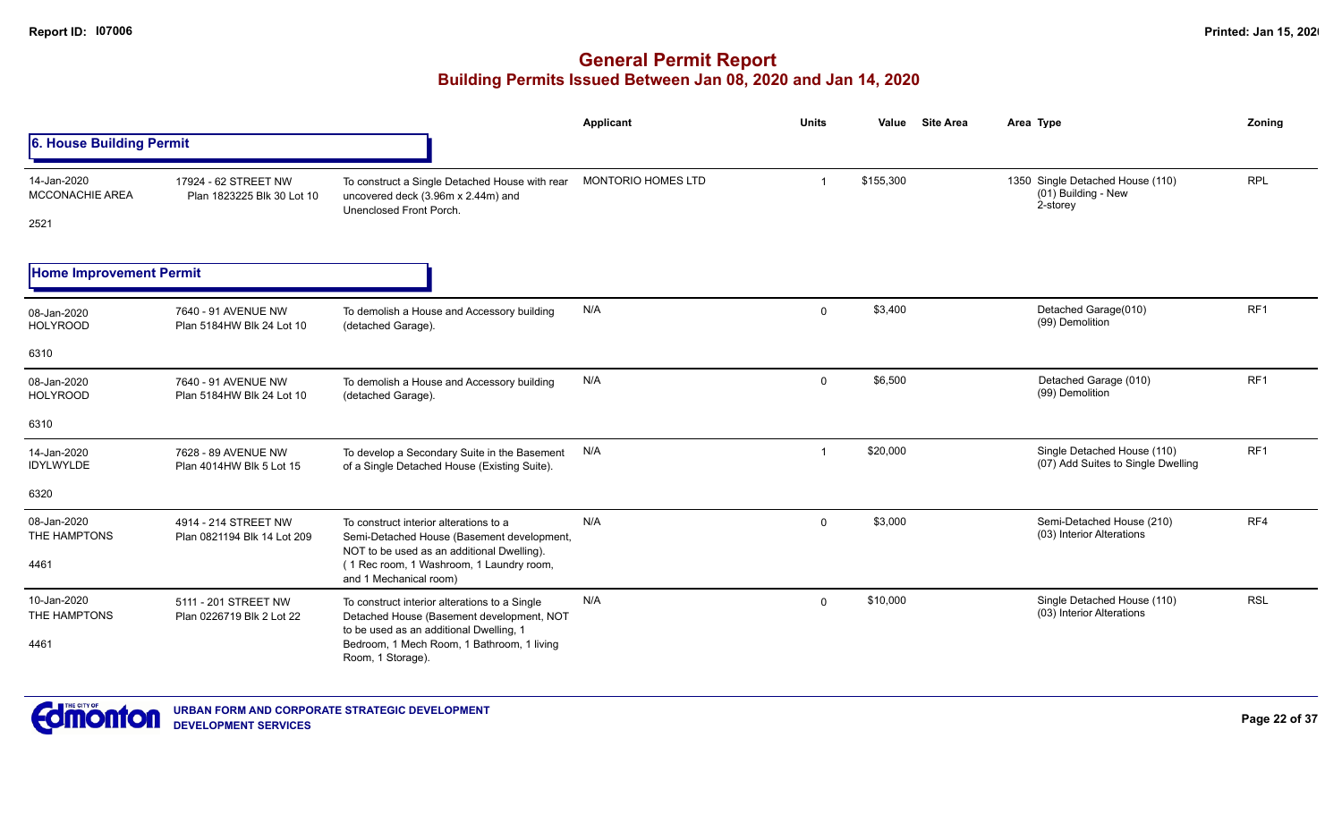# General Permit Report

## Building Permits Issued Between Jan 08, 2020 and Jan 14, 2020

### 6. House Building Permit

| Date / Neighbourhood | Address / Legal | Description | Applicant | Units | Value | Site Area | Area Type | Zoning |
|---|---|---|---|---|---|---|---|---|
| 14-Jan-2020 MCCONACHIE AREA 2521 | 17924 - 62 STREET NW Plan 1823225 Blk 30 Lot 10 | To construct a Single Detached House with rear uncovered deck (3.96m x 2.44m) and Unenclosed Front Porch. | MONTORIO HOMES LTD | 1 | $155,300 | | 1350 Single Detached House (110) (01) Building - New 2-storey | RPL |

### Home Improvement Permit

| Date / Neighbourhood | Address / Legal | Description | Applicant | Units | Value | Site Area | Area Type | Zoning |
|---|---|---|---|---|---|---|---|---|
| 08-Jan-2020 HOLYROOD 6310 | 7640 - 91 AVENUE NW Plan 5184HW Blk 24 Lot 10 | To demolish a House and Accessory building (detached Garage). | N/A | 0 | $3,400 | | Detached Garage(010) (99) Demolition | RF1 |
| 08-Jan-2020 HOLYROOD 6310 | 7640 - 91 AVENUE NW Plan 5184HW Blk 24 Lot 10 | To demolish a House and Accessory building (detached Garage). | N/A | 0 | $6,500 | | Detached Garage (010) (99) Demolition | RF1 |
| 14-Jan-2020 IDYLWYLDE 6320 | 7628 - 89 AVENUE NW Plan 4014HW Blk 5 Lot 15 | To develop a Secondary Suite in the Basement of a Single Detached House (Existing Suite). | N/A | 1 | $20,000 | | Single Detached House (110) (07) Add Suites to Single Dwelling | RF1 |
| 08-Jan-2020 THE HAMPTONS 4461 | 4914 - 214 STREET NW Plan 0821194 Blk 14 Lot 209 | To construct interior alterations to a Semi-Detached House (Basement development, NOT to be used as an additional Dwelling). (1 Rec room, 1 Washroom, 1 Laundry room, and 1 Mechanical room) | N/A | 0 | $3,000 | | Semi-Detached House (210) (03) Interior Alterations | RF4 |
| 10-Jan-2020 THE HAMPTONS 4461 | 5111 - 201 STREET NW Plan 0226719 Blk 2 Lot 22 | To construct interior alterations to a Single Detached House (Basement development, NOT to be used as an additional Dwelling, 1 Bedroom, 1 Mech Room, 1 Bathroom, 1 living Room, 1 Storage). | N/A | 0 | $10,000 | | Single Detached House (110) (03) Interior Alterations | RSL |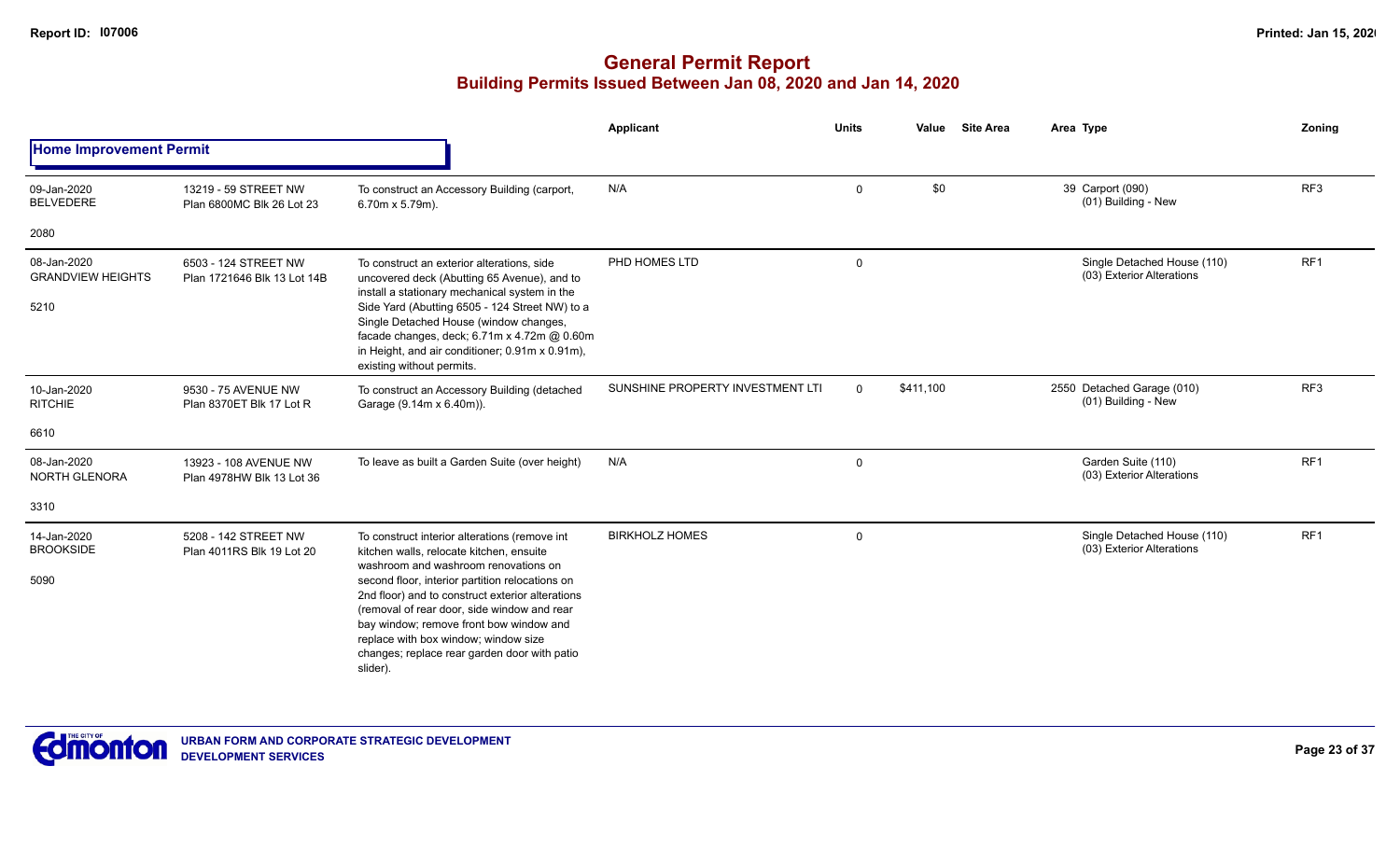# General Permit Report

## Building Permits Issued Between Jan 08, 2020 and Jan 14, 2020

**Home Improvement Permit**

| Date / Neighbourhood | Address / Legal | Description | Applicant | Units | Value | Site Area | Area Type | Zoning |
|---|---|---|---|---|---|---|---|---|
| 09-Jan-2020 BELVEDERE 2080 | 13219 - 59 STREET NW Plan 6800MC Blk 26 Lot 23 | To construct an Accessory Building (carport, 6.70m x 5.79m). | N/A | 0 | $0 | | 39 Carport (090) (01) Building - New | RF3 |
| 08-Jan-2020 GRANDVIEW HEIGHTS 5210 | 6503 - 124 STREET NW Plan 1721646 Blk 13 Lot 14B | To construct an exterior alterations, side uncovered deck (Abutting 65 Avenue), and to install a stationary mechanical system in the Side Yard (Abutting 6505 - 124 Street NW) to a Single Detached House (window changes, facade changes, deck; 6.71m x 4.72m @ 0.60m in Height, and air conditioner; 0.91m x 0.91m), existing without permits. | PHD HOMES LTD | 0 | | | Single Detached House (110) (03) Exterior Alterations | RF1 |
| 10-Jan-2020 RITCHIE 6610 | 9530 - 75 AVENUE NW Plan 8370ET Blk 17 Lot R | To construct an Accessory Building (detached Garage (9.14m x 6.40m)). | SUNSHINE PROPERTY INVESTMENT LTI | 0 | $411,100 | | 2550 Detached Garage (010) (01) Building - New | RF3 |
| 08-Jan-2020 NORTH GLENORA 3310 | 13923 - 108 AVENUE NW Plan 4978HW Blk 13 Lot 36 | To leave as built a Garden Suite (over height) | N/A | 0 | | | Garden Suite (110) (03) Exterior Alterations | RF1 |
| 14-Jan-2020 BROOKSIDE 5090 | 5208 - 142 STREET NW Plan 4011RS Blk 19 Lot 20 | To construct interior alterations (remove int kitchen walls, relocate kitchen, ensuite washroom and washroom renovations on second floor, interior partition relocations on 2nd floor) and to construct exterior alterations (removal of rear door, side window and rear bay window; remove front bow window and replace with box window; window size changes; replace rear garden door with patio slider). | BIRKHOLZ HOMES | 0 | | | Single Detached House (110) (03) Exterior Alterations | RF1 |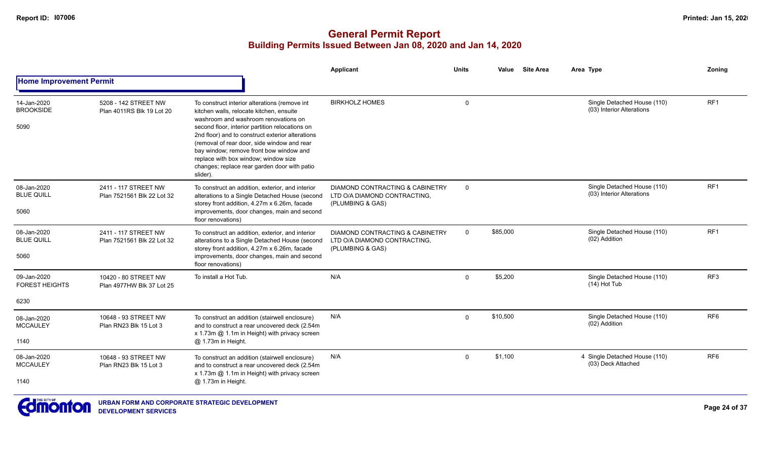# General Permit Report
## Building Permits Issued Between Jan 08, 2020 and Jan 14, 2020

**Home Improvement Permit**

| Date / Neighbourhood | Address / Legal | Description | Applicant | Units | Value | Site Area | Area Type | Zoning |
|---|---|---|---|---|---|---|---|---|
| 14-Jan-2020 BROOKSIDE 5090 | 5208 - 142 STREET NW Plan 4011RS Blk 19 Lot 20 | To construct interior alterations (remove int kitchen walls, relocate kitchen, ensuite washroom and washroom renovations on second floor, interior partition relocations on 2nd floor) and to construct exterior alterations (removal of rear door, side window and rear bay window; remove front bow window and replace with box window; window size changes; replace rear garden door with patio slider). | BIRKHOLZ HOMES | 0 | | | Single Detached House (110) (03) Interior Alterations | RF1 |
| 08-Jan-2020 BLUE QUILL 5060 | 2411 - 117 STREET NW Plan 7521561 Blk 22 Lot 32 | To construct an addition, exterior, and interior alterations to a Single Detached House (second storey front addition, 4.27m x 6.26m, facade improvements, door changes, main and second floor renovations) | DIAMOND CONTRACTING & CABINETRY LTD O/A DIAMOND CONTRACTING, (PLUMBING & GAS) | 0 | | | Single Detached House (110) (03) Interior Alterations | RF1 |
| 08-Jan-2020 BLUE QUILL 5060 | 2411 - 117 STREET NW Plan 7521561 Blk 22 Lot 32 | To construct an addition, exterior, and interior alterations to a Single Detached House (second storey front addition, 4.27m x 6.26m, facade improvements, door changes, main and second floor renovations) | DIAMOND CONTRACTING & CABINETRY LTD O/A DIAMOND CONTRACTING, (PLUMBING & GAS) | 0 | $85,000 | | Single Detached House (110) (02) Addition | RF1 |
| 09-Jan-2020 FOREST HEIGHTS 6230 | 10420 - 80 STREET NW Plan 4977HW Blk 37 Lot 25 | To install a Hot Tub. | N/A | 0 | $5,200 | | Single Detached House (110) (14) Hot Tub | RF3 |
| 08-Jan-2020 MCCAULEY 1140 | 10648 - 93 STREET NW Plan RN23 Blk 15 Lot 3 | To construct an addition (stairwell enclosure) and to construct a rear uncovered deck (2.54m x 1.73m @ 1.1m in Height) with privacy screen @ 1.73m in Height. | N/A | 0 | $10,500 | | Single Detached House (110) (02) Addition | RF6 |
| 08-Jan-2020 MCCAULEY 1140 | 10648 - 93 STREET NW Plan RN23 Blk 15 Lot 3 | To construct an addition (stairwell enclosure) and to construct a rear uncovered deck (2.54m x 1.73m @ 1.1m in Height) with privacy screen @ 1.73m in Height. | N/A | 0 | $1,100 | | 4 Single Detached House (110) (03) Deck Attached | RF6 |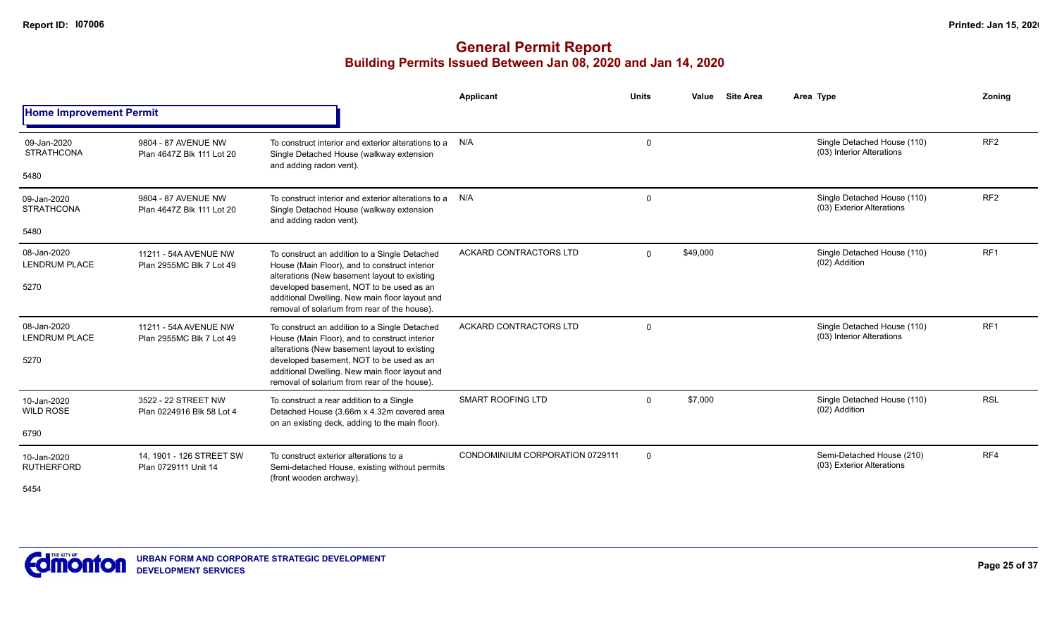# General Permit Report
## Building Permits Issued Between Jan 08, 2020 and Jan 14, 2020

**Home Improvement Permit**

| Date / Neighbourhood | Address / Legal | Description | Applicant | Units | Value | Site Area | Area Type | Zoning |
|---|---|---|---|---|---|---|---|---|
| 09-Jan-2020 STRATHCONA 5480 | 9804 - 87 AVENUE NW Plan 4647Z Blk 111 Lot 20 | To construct interior and exterior alterations to a Single Detached House (walkway extension and adding radon vent). | N/A | 0 | | | Single Detached House (110) (03) Interior Alterations | RF2 |
| 09-Jan-2020 STRATHCONA 5480 | 9804 - 87 AVENUE NW Plan 4647Z Blk 111 Lot 20 | To construct interior and exterior alterations to a Single Detached House (walkway extension and adding radon vent). | N/A | 0 | | | Single Detached House (110) (03) Exterior Alterations | RF2 |
| 08-Jan-2020 LENDRUM PLACE 5270 | 11211 - 54A AVENUE NW Plan 2955MC Blk 7 Lot 49 | To construct an addition to a Single Detached House (Main Floor), and to construct interior alterations (New basement layout to existing developed basement, NOT to be used as an additional Dwelling. New main floor layout and removal of solarium from rear of the house). | ACKARD CONTRACTORS LTD | 0 | $49,000 | | Single Detached House (110) (02) Addition | RF1 |
| 08-Jan-2020 LENDRUM PLACE 5270 | 11211 - 54A AVENUE NW Plan 2955MC Blk 7 Lot 49 | To construct an addition to a Single Detached House (Main Floor), and to construct interior alterations (New basement layout to existing developed basement, NOT to be used as an additional Dwelling. New main floor layout and removal of solarium from rear of the house). | ACKARD CONTRACTORS LTD | 0 | | | Single Detached House (110) (03) Interior Alterations | RF1 |
| 10-Jan-2020 WILD ROSE 6790 | 3522 - 22 STREET NW Plan 0224916 Blk 58 Lot 4 | To construct a rear addition to a Single Detached House (3.66m x 4.32m covered area on an existing deck, adding to the main floor). | SMART ROOFING LTD | 0 | $7,000 | | Single Detached House (110) (02) Addition | RSL |
| 10-Jan-2020 RUTHERFORD 5454 | 14, 1901 - 126 STREET SW Plan 0729111 Unit 14 | To construct exterior alterations to a Semi-detached House, existing without permits (front wooden archway). | CONDOMINIUM CORPORATION 0729111 | 0 | | | Semi-Detached House (210) (03) Exterior Alterations | RF4 |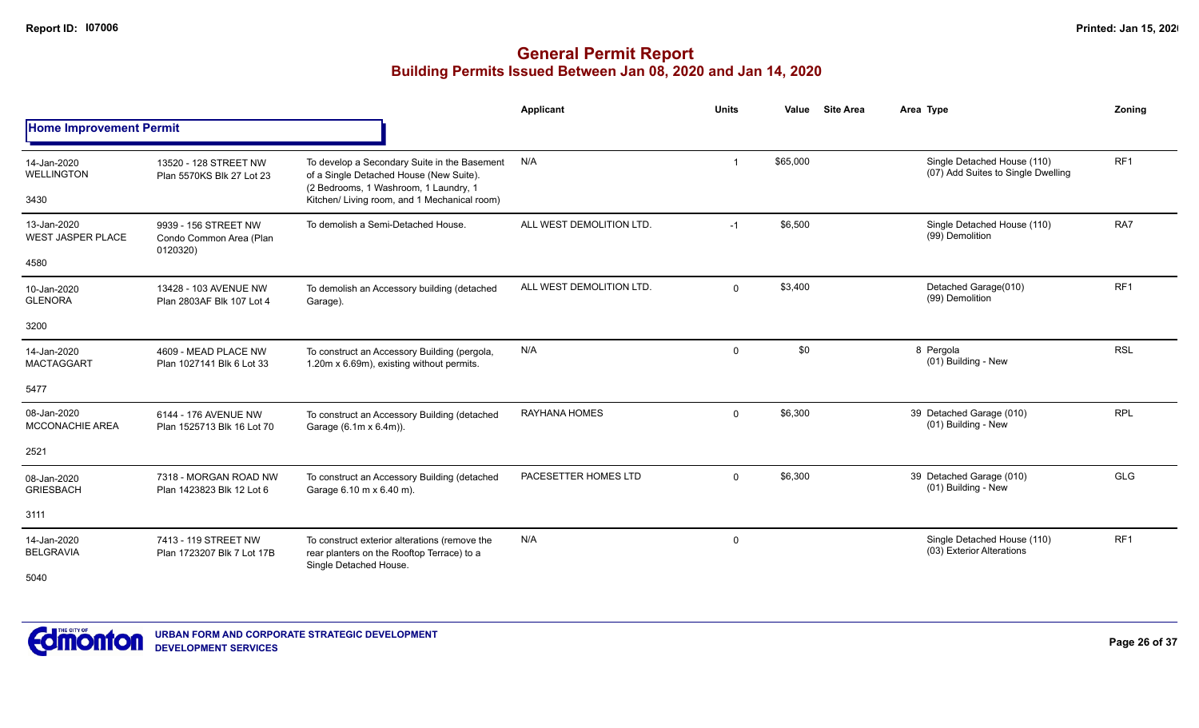# General Permit Report

## Building Permits Issued Between Jan 08, 2020 and Jan 14, 2020

### Home Improvement Permit

| Date / Neighbourhood | Address / Legal | Description | Applicant | Units | Value | Site Area | Area | Type | Zoning |
|---|---|---|---|---|---|---|---|---|---|
| 14-Jan-2020 WELLINGTON 3430 | 13520 - 128 STREET NW Plan 5570KS Blk 27 Lot 23 | To develop a Secondary Suite in the Basement of a Single Detached House (New Suite). (2 Bedrooms, 1 Washroom, 1 Laundry, 1 Kitchen/ Living room, and 1 Mechanical room) | N/A | 1 | $65,000 | | | Single Detached House (110) (07) Add Suites to Single Dwelling | RF1 |
| 13-Jan-2020 WEST JASPER PLACE 4580 | 9939 - 156 STREET NW Condo Common Area (Plan 0120320) | To demolish a Semi-Detached House. | ALL WEST DEMOLITION LTD. | -1 | $6,500 | | | Single Detached House (110) (99) Demolition | RA7 |
| 10-Jan-2020 GLENORA 3200 | 13428 - 103 AVENUE NW Plan 2803AF Blk 107 Lot 4 | To demolish an Accessory building (detached Garage). | ALL WEST DEMOLITION LTD. | 0 | $3,400 | | | Detached Garage(010) (99) Demolition | RF1 |
| 14-Jan-2020 MACTAGGART 5477 | 4609 - MEAD PLACE NW Plan 1027141 Blk 6 Lot 33 | To construct an Accessory Building (pergola, 1.20m x 6.69m), existing without permits. | N/A | 0 | $0 | | 8 | Pergola (01) Building - New | RSL |
| 08-Jan-2020 MCCONACHIE AREA 2521 | 6144 - 176 AVENUE NW Plan 1525713 Blk 16 Lot 70 | To construct an Accessory Building (detached Garage (6.1m x 6.4m)). | RAYHANA HOMES | 0 | $6,300 | | 39 | Detached Garage (010) (01) Building - New | RPL |
| 08-Jan-2020 GRIESBACH 3111 | 7318 - MORGAN ROAD NW Plan 1423823 Blk 12 Lot 6 | To construct an Accessory Building (detached Garage 6.10 m x 6.40 m). | PACESETTER HOMES LTD | 0 | $6,300 | | 39 | Detached Garage (010) (01) Building - New | GLG |
| 14-Jan-2020 BELGRAVIA 5040 | 7413 - 119 STREET NW Plan 1723207 Blk 7 Lot 17B | To construct exterior alterations (remove the rear planters on the Rooftop Terrace) to a Single Detached House. | N/A | 0 | | | | Single Detached House (110) (03) Exterior Alterations | RF1 |

URBAN FORM AND CORPORATE STRATEGIC DEVELOPMENT
DEVELOPMENT SERVICES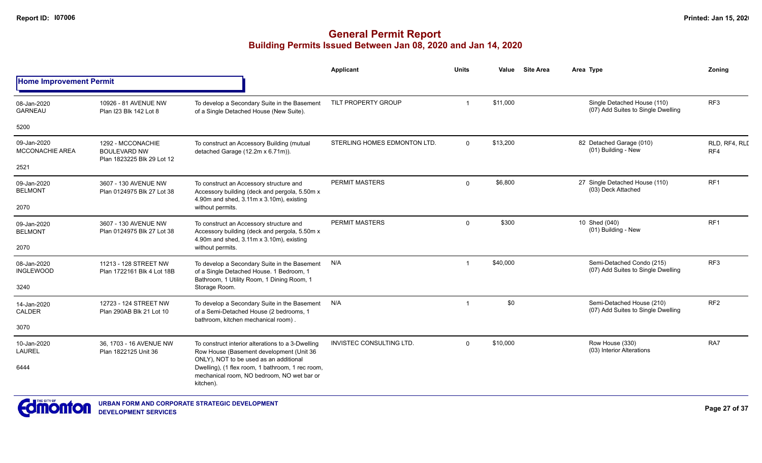# General Permit Report

## Building Permits Issued Between Jan 08, 2020 and Jan 14, 2020

### Home Improvement Permit

| Date / Neighbourhood | Address / Legal | Description | Applicant | Units | Value | Site Area | Area | Type | Zoning |
|---|---|---|---|---|---|---|---|---|---|
| 08-Jan-2020 GARNEAU 5200 | 10926 - 81 AVENUE NW Plan I23 Blk 142 Lot 8 | To develop a Secondary Suite in the Basement of a Single Detached House (New Suite). | TILT PROPERTY GROUP | 1 | $11,000 | | | Single Detached House (110) (07) Add Suites to Single Dwelling | RF3 |
| 09-Jan-2020 MCCONACHIE AREA 2521 | 1292 - MCCONACHIE BOULEVARD NW Plan 1823225 Blk 29 Lot 12 | To construct an Accessory Building (mutual detached Garage (12.2m x 6.71m)). | STERLING HOMES EDMONTON LTD. | 0 | $13,200 | | 82 | Detached Garage (010) (01) Building - New | RLD, RF4, RLD RF4 |
| 09-Jan-2020 BELMONT 2070 | 3607 - 130 AVENUE NW Plan 0124975 Blk 27 Lot 38 | To construct an Accessory structure and Accessory building (deck and pergola, 5.50m x 4.90m and shed, 3.11m x 3.10m), existing without permits. | PERMIT MASTERS | 0 | $6,800 | | 27 | Single Detached House (110) (03) Deck Attached | RF1 |
| 09-Jan-2020 BELMONT 2070 | 3607 - 130 AVENUE NW Plan 0124975 Blk 27 Lot 38 | To construct an Accessory structure and Accessory building (deck and pergola, 5.50m x 4.90m and shed, 3.11m x 3.10m), existing without permits. | PERMIT MASTERS | 0 | $300 | | 10 | Shed (040) (01) Building - New | RF1 |
| 08-Jan-2020 INGLEWOOD 3240 | 11213 - 128 STREET NW Plan 1722161 Blk 4 Lot 18B | To develop a Secondary Suite in the Basement of a Single Detached House. 1 Bedroom, 1 Bathroom, 1 Utility Room, 1 Dining Room, 1 Storage Room. | N/A | 1 | $40,000 | | | Semi-Detached Condo (215) (07) Add Suites to Single Dwelling | RF3 |
| 14-Jan-2020 CALDER 3070 | 12723 - 124 STREET NW Plan 290AB Blk 21 Lot 10 | To develop a Secondary Suite in the Basement of a Semi-Detached House (2 bedrooms, 1 bathroom, kitchen mechanical room) . | N/A | 1 | $0 | | | Semi-Detached House (210) (07) Add Suites to Single Dwelling | RF2 |
| 10-Jan-2020 LAUREL 6444 | 36, 1703 - 16 AVENUE NW Plan 1822125 Unit 36 | To construct interior alterations to a 3-Dwelling Row House (Basement development (Unit 36 ONLY), NOT to be used as an additional Dwelling), (1 flex room, 1 bathroom, 1 rec room, mechanical room, NO bedroom, NO wet bar or kitchen). | INVISTEC CONSULTING LTD. | 0 | $10,000 | | | Row House (330) (03) Interior Alterations | RA7 |

URBAN FORM AND CORPORATE STRATEGIC DEVELOPMENT
DEVELOPMENT SERVICES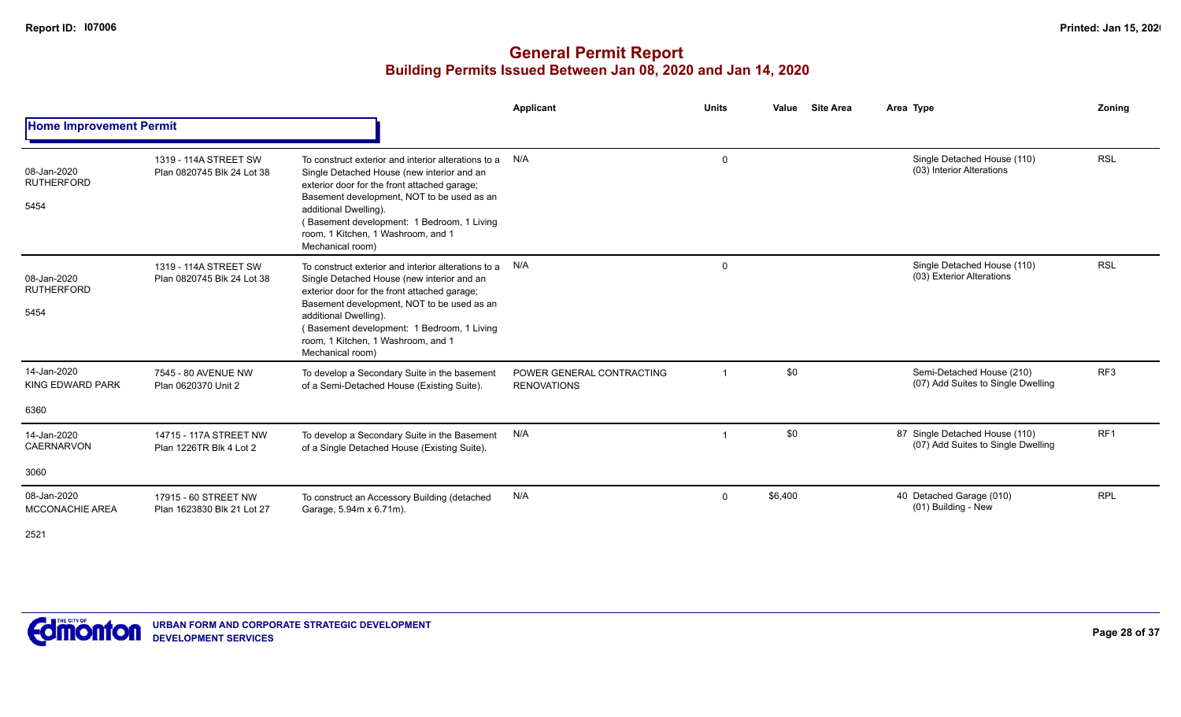# General Permit Report
## Building Permits Issued Between Jan 08, 2020 and Jan 14, 2020

| | | | Applicant | Units | Value | Site Area | Area Type | Zoning |
|---|---|---|---|---|---|---|---|---|
| **Home Improvement Permit** | | | | | | | | |
| 08-Jan-2020 RUTHERFORD 5454 | 1319 - 114A STREET SW Plan 0820745 Blk 24 Lot 38 | To construct exterior and interior alterations to a Single Detached House (new interior and an exterior door for the front attached garage; Basement development, NOT to be used as an additional Dwelling). ( Basement development: 1 Bedroom, 1 Living room, 1 Kitchen, 1 Washroom, and 1 Mechanical room) | N/A | 0 | | | Single Detached House (110) (03) Interior Alterations | RSL |
| 08-Jan-2020 RUTHERFORD 5454 | 1319 - 114A STREET SW Plan 0820745 Blk 24 Lot 38 | To construct exterior and interior alterations to a Single Detached House (new interior and an exterior door for the front attached garage; Basement development, NOT to be used as an additional Dwelling). ( Basement development: 1 Bedroom, 1 Living room, 1 Kitchen, 1 Washroom, and 1 Mechanical room) | N/A | 0 | | | Single Detached House (110) (03) Exterior Alterations | RSL |
| 14-Jan-2020 KING EDWARD PARK 6360 | 7545 - 80 AVENUE NW Plan 0620370 Unit 2 | To develop a Secondary Suite in the basement of a Semi-Detached House (Existing Suite). | POWER GENERAL CONTRACTING RENOVATIONS | 1 | $0 | | Semi-Detached House (210) (07) Add Suites to Single Dwelling | RF3 |
| 14-Jan-2020 CAERNARVON 3060 | 14715 - 117A STREET NW Plan 1226TR Blk 4 Lot 2 | To develop a Secondary Suite in the Basement of a Single Detached House (Existing Suite). | N/A | 1 | $0 | | 87 Single Detached House (110) (07) Add Suites to Single Dwelling | RF1 |
| 08-Jan-2020 MCCONACHIE AREA 2521 | 17915 - 60 STREET NW Plan 1623830 Blk 21 Lot 27 | To construct an Accessory Building (detached Garage, 5.94m x 6.71m). | N/A | 0 | $6,400 | | 40 Detached Garage (010) (01) Building - New | RPL |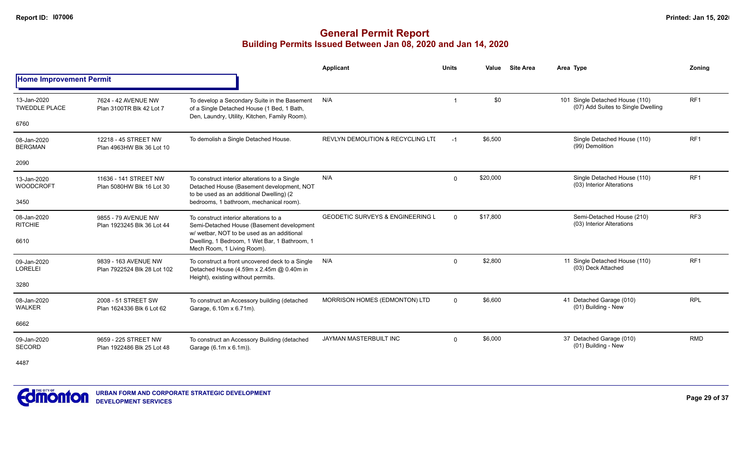# General Permit Report
## Building Permits Issued Between Jan 08, 2020 and Jan 14, 2020

**Home Improvement Permit**

| Date / Neighbourhood | Address / Legal | Description | Applicant | Units | Value | Site Area | Area | Type | Zoning |
|---|---|---|---|---|---|---|---|---|---|
| 13-Jan-2020 TWEDDLE PLACE 6760 | 7624 - 42 AVENUE NW Plan 3100TR Blk 42 Lot 7 | To develop a Secondary Suite in the Basement of a Single Detached House (1 Bed, 1 Bath, Den, Laundry, Utility, Kitchen, Family Room). | N/A | 1 | $0 | | 101 | Single Detached House (110) (07) Add Suites to Single Dwelling | RF1 |
| 08-Jan-2020 BERGMAN 2090 | 12218 - 45 STREET NW Plan 4963HW Blk 36 Lot 10 | To demolish a Single Detached House. | REVLYN DEMOLITION & RECYCLING LTI | -1 | $6,500 | | | Single Detached House (110) (99) Demolition | RF1 |
| 13-Jan-2020 WOODCROFT 3450 | 11636 - 141 STREET NW Plan 5080HW Blk 16 Lot 30 | To construct interior alterations to a Single Detached House (Basement development, NOT to be used as an additional Dwelling) (2 bedrooms, 1 bathroom, mechanical room). | N/A | 0 | $20,000 | | | Single Detached House (110) (03) Interior Alterations | RF1 |
| 08-Jan-2020 RITCHIE 6610 | 9855 - 79 AVENUE NW Plan 1923245 Blk 36 Lot 44 | To construct interior alterations to a Semi-Detached House (Basement development w/ wetbar, NOT to be used as an additional Dwelling, 1 Bedroom, 1 Wet Bar, 1 Bathroom, 1 Mech Room, 1 Living Room). | GEODETIC SURVEYS & ENGINEERING L | 0 | $17,800 | | | Semi-Detached House (210) (03) Interior Alterations | RF3 |
| 09-Jan-2020 LORELEI 3280 | 9839 - 163 AVENUE NW Plan 7922524 Blk 28 Lot 102 | To construct a front uncovered deck to a Single Detached House (4.59m x 2.45m @ 0.40m in Height), existing without permits. | N/A | 0 | $2,800 | | 11 | Single Detached House (110) (03) Deck Attached | RF1 |
| 08-Jan-2020 WALKER 6662 | 2008 - 51 STREET SW Plan 1624336 Blk 6 Lot 62 | To construct an Accessory building (detached Garage, 6.10m x 6.71m). | MORRISON HOMES (EDMONTON) LTD | 0 | $6,600 | | 41 | Detached Garage (010) (01) Building - New | RPL |
| 09-Jan-2020 SECORD 4487 | 9659 - 225 STREET NW Plan 1922486 Blk 25 Lot 48 | To construct an Accessory Building (detached Garage (6.1m x 6.1m)). | JAYMAN MASTERBUILT INC | 0 | $6,000 | | 37 | Detached Garage (010) (01) Building - New | RMD |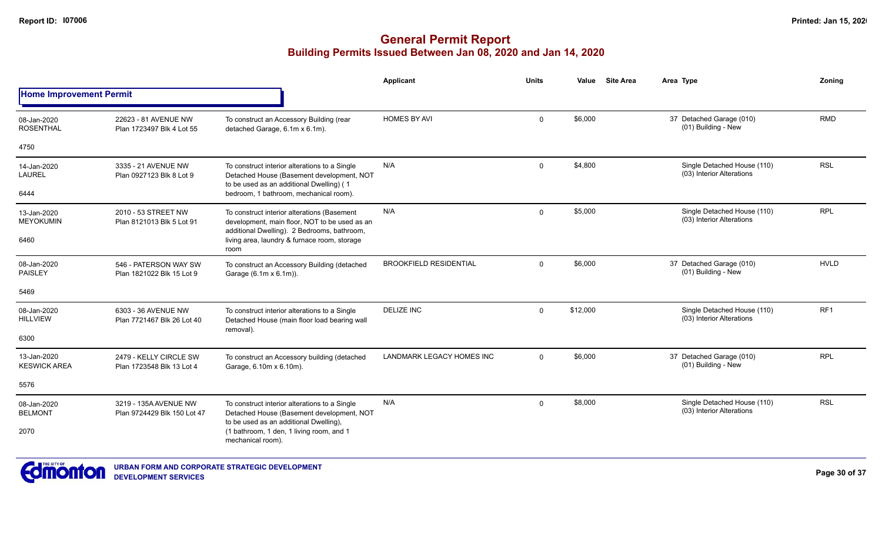# General Permit Report
## Building Permits Issued Between Jan 08, 2020 and Jan 14, 2020

**Home Improvement Permit**

| Date / Neighbourhood | Address / Legal | Description | Applicant | Units | Value | Site Area | Area Type | Zoning |
|---|---|---|---|---|---|---|---|---|
| 08-Jan-2020 ROSENTHAL 4750 | 22623 - 81 AVENUE NW Plan 1723497 Blk 4 Lot 55 | To construct an Accessory Building (rear detached Garage, 6.1m x 6.1m). | HOMES BY AVI | 0 | $6,000 | | 37 Detached Garage (010) (01) Building - New | RMD |
| 14-Jan-2020 LAUREL 6444 | 3335 - 21 AVENUE NW Plan 0927123 Blk 8 Lot 9 | To construct interior alterations to a Single Detached House (Basement development, NOT to be used as an additional Dwelling) ( 1 bedroom, 1 bathroom, mechanical room). | N/A | 0 | $4,800 | | Single Detached House (110) (03) Interior Alterations | RSL |
| 13-Jan-2020 MEYOKUMIN 6460 | 2010 - 53 STREET NW Plan 8121013 Blk 5 Lot 91 | To construct interior alterations (Basement development, main floor, NOT to be used as an additional Dwelling). 2 Bedrooms, bathroom, living area, laundry & furnace room, storage room | N/A | 0 | $5,000 | | Single Detached House (110) (03) Interior Alterations | RPL |
| 08-Jan-2020 PAISLEY 5469 | 546 - PATERSON WAY SW Plan 1821022 Blk 15 Lot 9 | To construct an Accessory Building (detached Garage (6.1m x 6.1m)). | BROOKFIELD RESIDENTIAL | 0 | $6,000 | | 37 Detached Garage (010) (01) Building - New | HVLD |
| 08-Jan-2020 HILLVIEW 6300 | 6303 - 36 AVENUE NW Plan 7721467 Blk 26 Lot 40 | To construct interior alterations to a Single Detached House (main floor load bearing wall removal). | DELIZE INC | 0 | $12,000 | | Single Detached House (110) (03) Interior Alterations | RF1 |
| 13-Jan-2020 KESWICK AREA 5576 | 2479 - KELLY CIRCLE SW Plan 1723548 Blk 13 Lot 4 | To construct an Accessory building (detached Garage, 6.10m x 6.10m). | LANDMARK LEGACY HOMES INC | 0 | $6,000 | | 37 Detached Garage (010) (01) Building - New | RPL |
| 08-Jan-2020 BELMONT 2070 | 3219 - 135A AVENUE NW Plan 9724429 Blk 150 Lot 47 | To construct interior alterations to a Single Detached House (Basement development, NOT to be used as an additional Dwelling), (1 bathroom, 1 den, 1 living room, and 1 mechanical room). | N/A | 0 | $8,000 | | Single Detached House (110) (03) Interior Alterations | RSL |

URBAN FORM AND CORPORATE STRATEGIC DEVELOPMENT
DEVELOPMENT SERVICES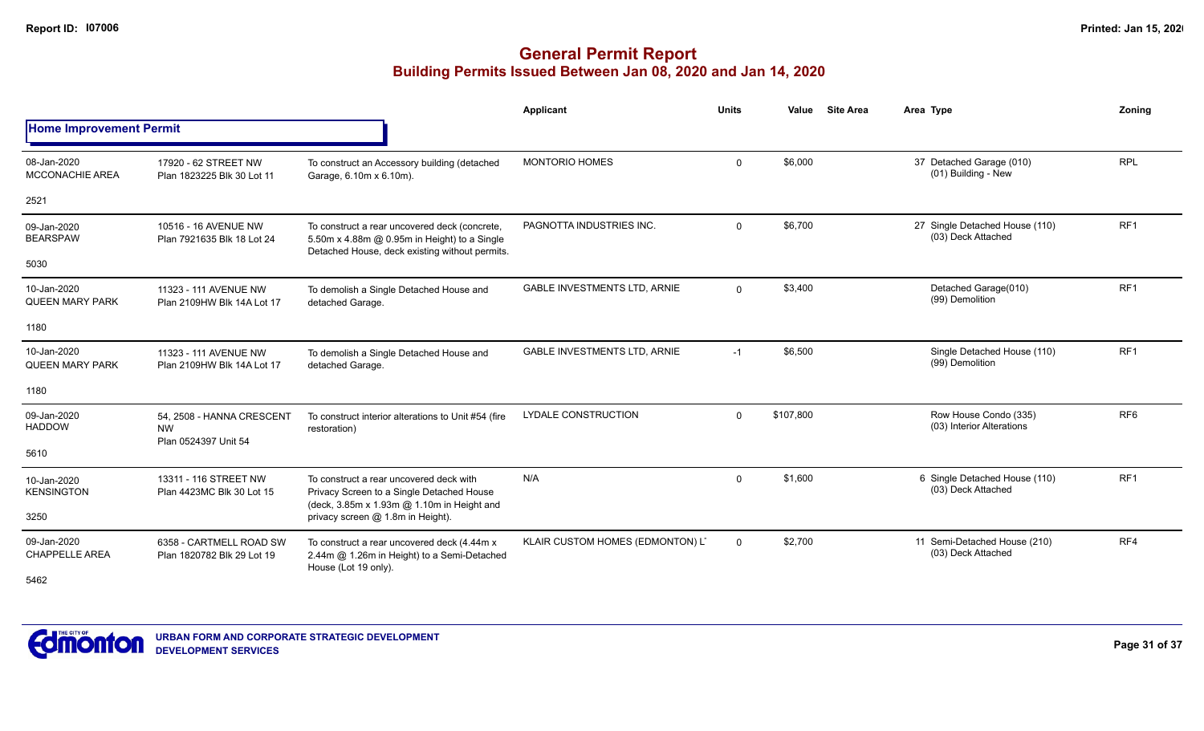# General Permit Report

## Building Permits Issued Between Jan 08, 2020 and Jan 14, 2020

**Home Improvement Permit**

| Date / Neighbourhood | Address / Legal | Description | Applicant | Units | Value | Site Area | Area | Type | Zoning |
|---|---|---|---|---|---|---|---|---|---|
| 08-Jan-2020 MCCONACHIE AREA 2521 | 17920 - 62 STREET NW Plan 1823225 Blk 30 Lot 11 | To construct an Accessory building (detached Garage, 6.10m x 6.10m). | MONTORIO HOMES | 0 | $6,000 | | 37 | Detached Garage (010) (01) Building - New | RPL |
| 09-Jan-2020 BEARSPAW 5030 | 10516 - 16 AVENUE NW Plan 7921635 Blk 18 Lot 24 | To construct a rear uncovered deck (concrete, 5.50m x 4.88m @ 0.95m in Height) to a Single Detached House, deck existing without permits. | PAGNOTTA INDUSTRIES INC. | 0 | $6,700 | | 27 | Single Detached House (110) (03) Deck Attached | RF1 |
| 10-Jan-2020 QUEEN MARY PARK 1180 | 11323 - 111 AVENUE NW Plan 2109HW Blk 14A Lot 17 | To demolish a Single Detached House and detached Garage. | GABLE INVESTMENTS LTD, ARNIE | 0 | $3,400 | | | Detached Garage(010) (99) Demolition | RF1 |
| 10-Jan-2020 QUEEN MARY PARK 1180 | 11323 - 111 AVENUE NW Plan 2109HW Blk 14A Lot 17 | To demolish a Single Detached House and detached Garage. | GABLE INVESTMENTS LTD, ARNIE | -1 | $6,500 | | | Single Detached House (110) (99) Demolition | RF1 |
| 09-Jan-2020 HADDOW 5610 | 54, 2508 - HANNA CRESCENT NW Plan 0524397 Unit 54 | To construct interior alterations to Unit #54 (fire restoration) | LYDALE CONSTRUCTION | 0 | $107,800 | | | Row House Condo (335) (03) Interior Alterations | RF6 |
| 10-Jan-2020 KENSINGTON 3250 | 13311 - 116 STREET NW Plan 4423MC Blk 30 Lot 15 | To construct a rear uncovered deck with Privacy Screen to a Single Detached House (deck, 3.85m x 1.93m @ 1.10m in Height and privacy screen @ 1.8m in Height). | N/A | 0 | $1,600 | | 6 | Single Detached House (110) (03) Deck Attached | RF1 |
| 09-Jan-2020 CHAPPELLE AREA 5462 | 6358 - CARTMELL ROAD SW Plan 1820782 Blk 29 Lot 19 | To construct a rear uncovered deck (4.44m x 2.44m @ 1.26m in Height) to a Semi-Detached House (Lot 19 only). | KLAIR CUSTOM HOMES (EDMONTON) L | 0 | $2,700 | | 11 | Semi-Detached House (210) (03) Deck Attached | RF4 |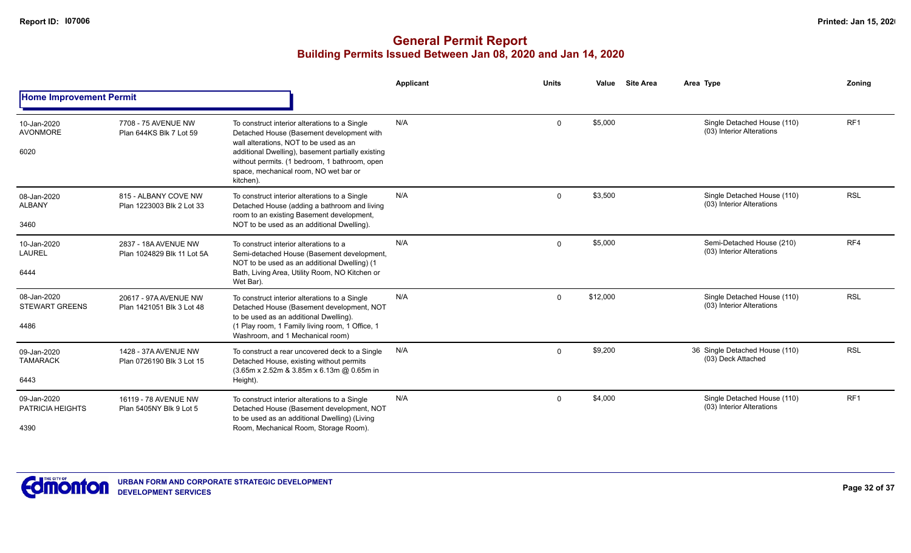# General Permit Report

## Building Permits Issued Between Jan 08, 2020 and Jan 14, 2020

### Home Improvement Permit

| Date / Neighbourhood | Address / Legal | Description | Applicant | Units | Value | Site Area | Area Type | Zoning |
|---|---|---|---|---|---|---|---|---|
| 10-Jan-2020 AVONMORE 6020 | 7708 - 75 AVENUE NW Plan 644KS Blk 7 Lot 59 | To construct interior alterations to a Single Detached House (Basement development with wall alterations, NOT to be used as an additional Dwelling), basement partially existing without permits. (1 bedroom, 1 bathroom, open space, mechanical room, NO wet bar or kitchen). | N/A | 0 | $5,000 | | Single Detached House (110) (03) Interior Alterations | RF1 |
| 08-Jan-2020 ALBANY 3460 | 815 - ALBANY COVE NW Plan 1223003 Blk 2 Lot 33 | To construct interior alterations to a Single Detached House (adding a bathroom and living room to an existing Basement development, NOT to be used as an additional Dwelling). | N/A | 0 | $3,500 | | Single Detached House (110) (03) Interior Alterations | RSL |
| 10-Jan-2020 LAUREL 6444 | 2837 - 18A AVENUE NW Plan 1024829 Blk 11 Lot 5A | To construct interior alterations to a Semi-detached House (Basement development, NOT to be used as an additional Dwelling) (1 Bath, Living Area, Utility Room, NO Kitchen or Wet Bar). | N/A | 0 | $5,000 | | Semi-Detached House (210) (03) Interior Alterations | RF4 |
| 08-Jan-2020 STEWART GREENS 4486 | 20617 - 97A AVENUE NW Plan 1421051 Blk 3 Lot 48 | To construct interior alterations to a Single Detached House (Basement development, NOT to be used as an additional Dwelling). (1 Play room, 1 Family living room, 1 Office, 1 Washroom, and 1 Mechanical room) | N/A | 0 | $12,000 | | Single Detached House (110) (03) Interior Alterations | RSL |
| 09-Jan-2020 TAMARACK 6443 | 1428 - 37A AVENUE NW Plan 0726190 Blk 3 Lot 15 | To construct a rear uncovered deck to a Single Detached House, existing without permits (3.65m x 2.52m & 3.85m x 6.13m @ 0.65m in Height). | N/A | 0 | $9,200 | | 36 Single Detached House (110) (03) Deck Attached | RSL |
| 09-Jan-2020 PATRICIA HEIGHTS 4390 | 16119 - 78 AVENUE NW Plan 5405NY Blk 9 Lot 5 | To construct interior alterations to a Single Detached House (Basement development, NOT to be used as an additional Dwelling) (Living Room, Mechanical Room, Storage Room). | N/A | 0 | $4,000 | | Single Detached House (110) (03) Interior Alterations | RF1 |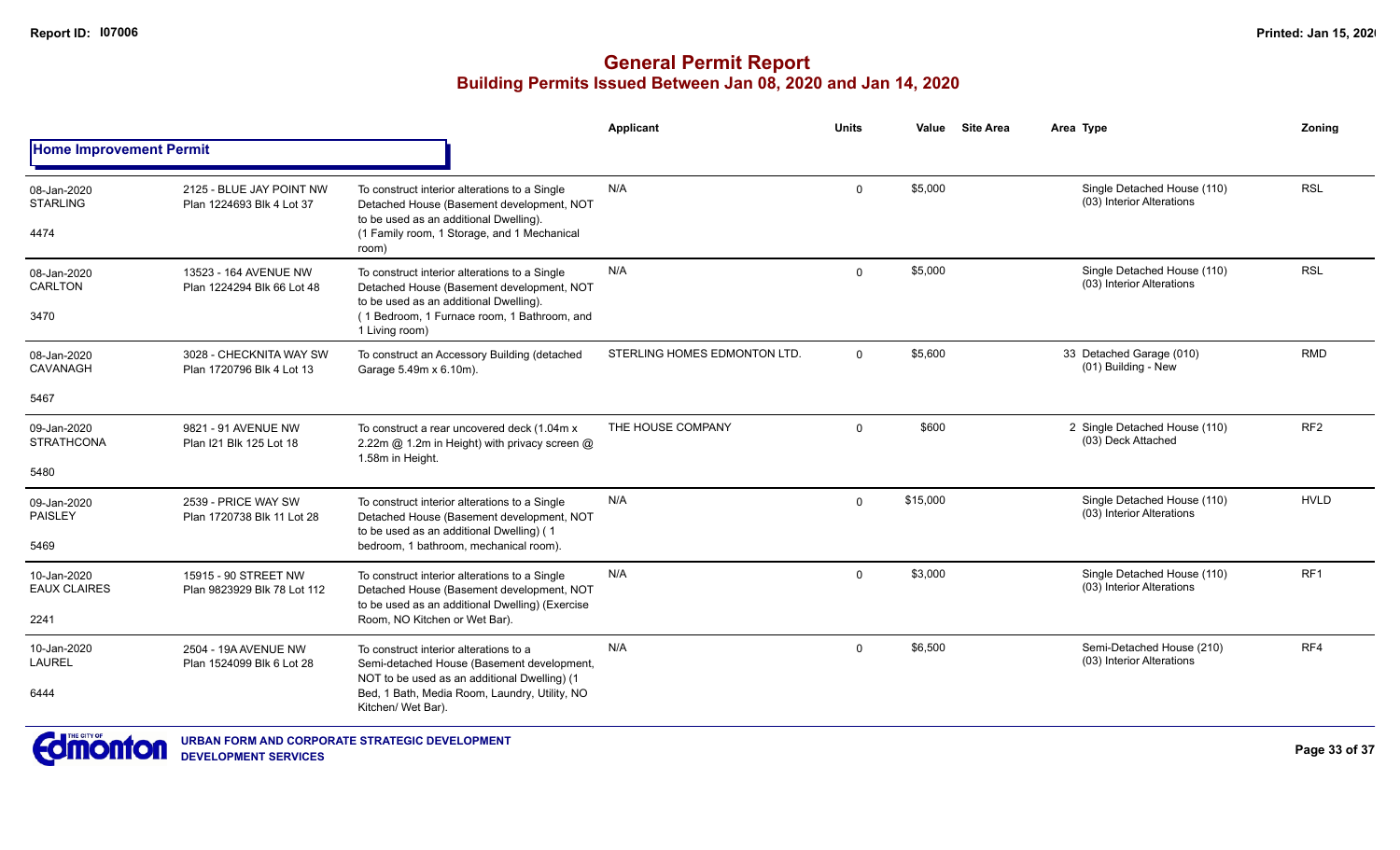# General Permit Report
## Building Permits Issued Between Jan 08, 2020 and Jan 14, 2020

| | | | Applicant | Units | Value | Site Area | Area Type | Zoning |
|---|---|---|---|---|---|---|---|---|
| **Home Improvement Permit** | | | | | | | | |
| 08-Jan-2020 STARLING 4474 | 2125 - BLUE JAY POINT NW Plan 1224693 Blk 4 Lot 37 | To construct interior alterations to a Single Detached House (Basement development, NOT to be used as an additional Dwelling). (1 Family room, 1 Storage, and 1 Mechanical room) | N/A | 0 | $5,000 | | Single Detached House (110) (03) Interior Alterations | RSL |
| 08-Jan-2020 CARLTON 3470 | 13523 - 164 AVENUE NW Plan 1224294 Blk 66 Lot 48 | To construct interior alterations to a Single Detached House (Basement development, NOT to be used as an additional Dwelling). ( 1 Bedroom, 1 Furnace room, 1 Bathroom, and 1 Living room) | N/A | 0 | $5,000 | | Single Detached House (110) (03) Interior Alterations | RSL |
| 08-Jan-2020 CAVANAGH 5467 | 3028 - CHECKNITA WAY SW Plan 1720796 Blk 4 Lot 13 | To construct an Accessory Building (detached Garage 5.49m x 6.10m). | STERLING HOMES EDMONTON LTD. | 0 | $5,600 | | 33 Detached Garage (010) (01) Building - New | RMD |
| 09-Jan-2020 STRATHCONA 5480 | 9821 - 91 AVENUE NW Plan I21 Blk 125 Lot 18 | To construct a rear uncovered deck (1.04m x 2.22m @ 1.2m in Height) with privacy screen @ 1.58m in Height. | THE HOUSE COMPANY | 0 | $600 | | 2 Single Detached House (110) (03) Deck Attached | RF2 |
| 09-Jan-2020 PAISLEY 5469 | 2539 - PRICE WAY SW Plan 1720738 Blk 11 Lot 28 | To construct interior alterations to a Single Detached House (Basement development, NOT to be used as an additional Dwelling) ( 1 bedroom, 1 bathroom, mechanical room). | N/A | 0 | $15,000 | | Single Detached House (110) (03) Interior Alterations | HVLD |
| 10-Jan-2020 EAUX CLAIRES 2241 | 15915 - 90 STREET NW Plan 9823929 Blk 78 Lot 112 | To construct interior alterations to a Single Detached House (Basement development, NOT to be used as an additional Dwelling) (Exercise Room, NO Kitchen or Wet Bar). | N/A | 0 | $3,000 | | Single Detached House (110) (03) Interior Alterations | RF1 |
| 10-Jan-2020 LAUREL 6444 | 2504 - 19A AVENUE NW Plan 1524099 Blk 6 Lot 28 | To construct interior alterations to a Semi-detached House (Basement development, NOT to be used as an additional Dwelling) (1 Bed, 1 Bath, Media Room, Laundry, Utility, NO Kitchen/ Wet Bar). | N/A | 0 | $6,500 | | Semi-Detached House (210) (03) Interior Alterations | RF4 |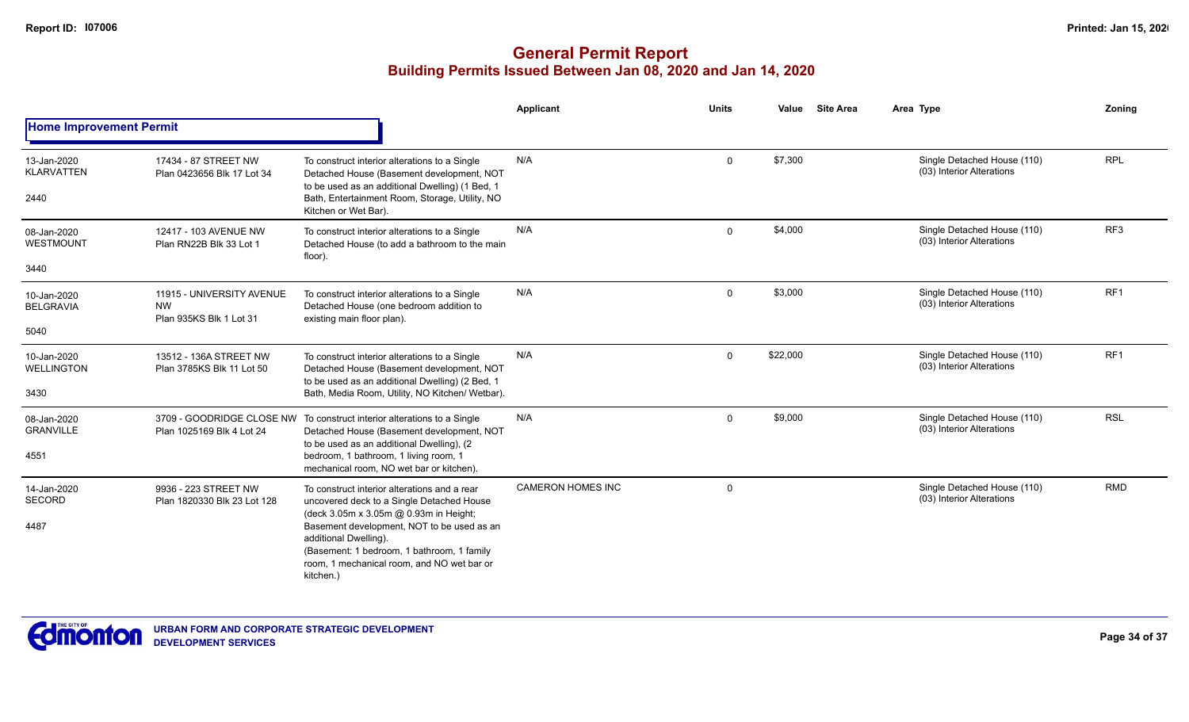# General Permit Report
## Building Permits Issued Between Jan 08, 2020 and Jan 14, 2020

| | | | Applicant | Units | Value | Site Area | Area Type | Zoning |
|---|---|---|---|---|---|---|---|---|
| **Home Improvement Permit** | | | | | | | | |
| 13-Jan-2020 KLARVATTEN 2440 | 17434 - 87 STREET NW Plan 0423656 Blk 17 Lot 34 | To construct interior alterations to a Single Detached House (Basement development, NOT to be used as an additional Dwelling) (1 Bed, 1 Bath, Entertainment Room, Storage, Utility, NO Kitchen or Wet Bar). | N/A | 0 | $7,300 | | Single Detached House (110) (03) Interior Alterations | RPL |
| 08-Jan-2020 WESTMOUNT 3440 | 12417 - 103 AVENUE NW Plan RN22B Blk 33 Lot 1 | To construct interior alterations to a Single Detached House (to add a bathroom to the main floor). | N/A | 0 | $4,000 | | Single Detached House (110) (03) Interior Alterations | RF3 |
| 10-Jan-2020 BELGRAVIA 5040 | 11915 - UNIVERSITY AVENUE NW Plan 935KS Blk 1 Lot 31 | To construct interior alterations to a Single Detached House (one bedroom addition to existing main floor plan). | N/A | 0 | $3,000 | | Single Detached House (110) (03) Interior Alterations | RF1 |
| 10-Jan-2020 WELLINGTON 3430 | 13512 - 136A STREET NW Plan 3785KS Blk 11 Lot 50 | To construct interior alterations to a Single Detached House (Basement development, NOT to be used as an additional Dwelling) (2 Bed, 1 Bath, Media Room, Utility, NO Kitchen/ Wetbar). | N/A | 0 | $22,000 | | Single Detached House (110) (03) Interior Alterations | RF1 |
| 08-Jan-2020 GRANVILLE 4551 | 3709 - GOODRIDGE CLOSE NW Plan 1025169 Blk 4 Lot 24 | To construct interior alterations to a Single Detached House (Basement development, NOT to be used as an additional Dwelling), (2 bedroom, 1 bathroom, 1 living room, 1 mechanical room, NO wet bar or kitchen). | N/A | 0 | $9,000 | | Single Detached House (110) (03) Interior Alterations | RSL |
| 14-Jan-2020 SECORD 4487 | 9936 - 223 STREET NW Plan 1820330 Blk 23 Lot 128 | To construct interior alterations and a rear uncovered deck to a Single Detached House (deck 3.05m x 3.05m @ 0.93m in Height; Basement development, NOT to be used as an additional Dwelling). (Basement: 1 bedroom, 1 bathroom, 1 family room, 1 mechanical room, and NO wet bar or kitchen.) | CAMERON HOMES INC | 0 | | | Single Detached House (110) (03) Interior Alterations | RMD |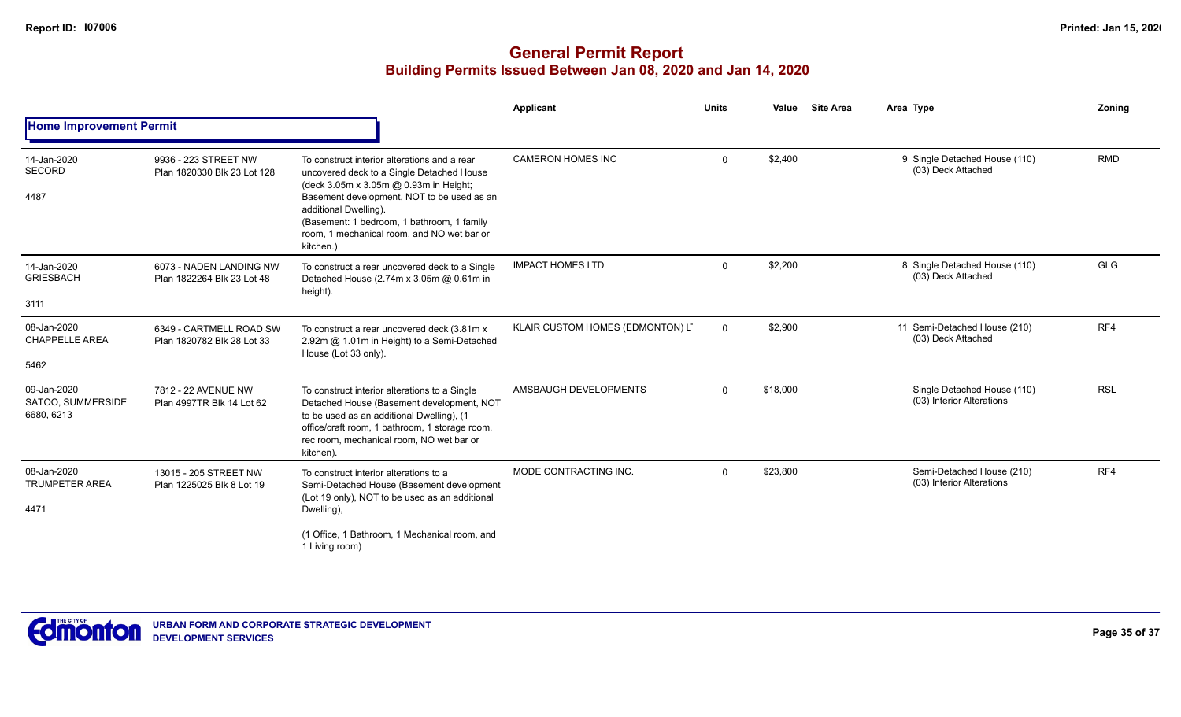# General Permit Report

## Building Permits Issued Between Jan 08, 2020 and Jan 14, 2020

### Home Improvement Permit

| | | | Applicant | Units | Value | Site Area | Area Type | Zoning |
|---|---|---|---|---|---|---|---|---|
| 14-Jan-2020<br>SECORD<br>4487 | 9936 - 223 STREET NW<br>Plan 1820330 Blk 23 Lot 128 | To construct interior alterations and a rear uncovered deck to a Single Detached House (deck 3.05m x 3.05m @ 0.93m in Height; Basement development, NOT to be used as an additional Dwelling).<br>(Basement: 1 bedroom, 1 bathroom, 1 family room, 1 mechanical room, and NO wet bar or kitchen.) | CAMERON HOMES INC | 0 | $2,400 | | 9 Single Detached House (110)<br>(03) Deck Attached | RMD |
| 14-Jan-2020<br>GRIESBACH<br>3111 | 6073 - NADEN LANDING NW<br>Plan 1822264 Blk 23 Lot 48 | To construct a rear uncovered deck to a Single Detached House (2.74m x 3.05m @ 0.61m in height). | IMPACT HOMES LTD | 0 | $2,200 | | 8 Single Detached House (110)<br>(03) Deck Attached | GLG |
| 08-Jan-2020<br>CHAPPELLE AREA<br>5462 | 6349 - CARTMELL ROAD SW<br>Plan 1820782 Blk 28 Lot 33 | To construct a rear uncovered deck (3.81m x 2.92m @ 1.01m in Height) to a Semi-Detached House (Lot 33 only). | KLAIR CUSTOM HOMES (EDMONTON) L' | 0 | $2,900 | | 11 Semi-Detached House (210)<br>(03) Deck Attached | RF4 |
| 09-Jan-2020<br>SATOO, SUMMERSIDE<br>6680, 6213 | 7812 - 22 AVENUE NW<br>Plan 4997TR Blk 14 Lot 62 | To construct interior alterations to a Single Detached House (Basement development, NOT to be used as an additional Dwelling), (1 office/craft room, 1 bathroom, 1 storage room, rec room, mechanical room, NO wet bar or kitchen). | AMSBAUGH DEVELOPMENTS | 0 | $18,000 | | Single Detached House (110)<br>(03) Interior Alterations | RSL |
| 08-Jan-2020<br>TRUMPETER AREA<br>4471 | 13015 - 205 STREET NW<br>Plan 1225025 Blk 8 Lot 19 | To construct interior alterations to a Semi-Detached House (Basement development (Lot 19 only), NOT to be used as an additional Dwelling),<br>(1 Office, 1 Bathroom, 1 Mechanical room, and 1 Living room) | MODE CONTRACTING INC. | 0 | $23,800 | | Semi-Detached House (210)<br>(03) Interior Alterations | RF4 |

URBAN FORM AND CORPORATE STRATEGIC DEVELOPMENT
DEVELOPMENT SERVICES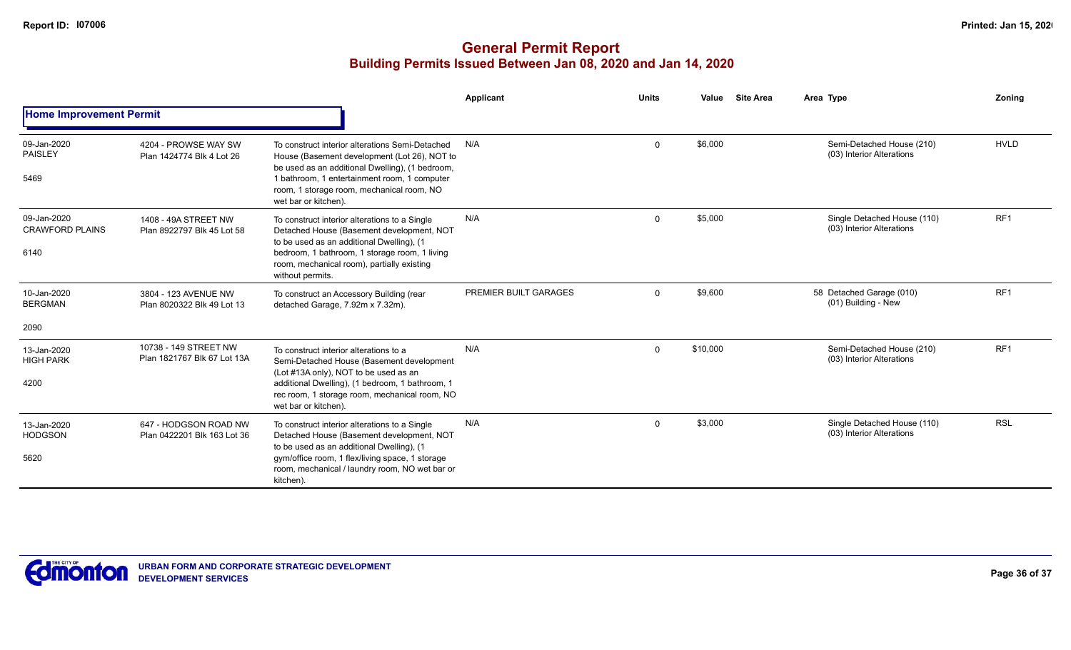# General Permit Report

## Building Permits Issued Between Jan 08, 2020 and Jan 14, 2020

### Home Improvement Permit

| Date / Neighbourhood | Address / Legal | Description | Applicant | Units | Value | Site Area | Area Type | Zoning |
|---|---|---|---|---|---|---|---|---|
| 09-Jan-2020 PAISLEY 5469 | 4204 - PROWSE WAY SW Plan 1424774 Blk 4 Lot 26 | To construct interior alterations Semi-Detached House (Basement development (Lot 26), NOT to be used as an additional Dwelling), (1 bedroom, 1 bathroom, 1 entertainment room, 1 computer room, 1 storage room, mechanical room, NO wet bar or kitchen). | N/A | 0 | $6,000 | | Semi-Detached House (210) (03) Interior Alterations | HVLD |
| 09-Jan-2020 CRAWFORD PLAINS 6140 | 1408 - 49A STREET NW Plan 8922797 Blk 45 Lot 58 | To construct interior alterations to a Single Detached House (Basement development, NOT to be used as an additional Dwelling), (1 bedroom, 1 bathroom, 1 storage room, 1 living room, mechanical room), partially existing without permits. | N/A | 0 | $5,000 | | Single Detached House (110) (03) Interior Alterations | RF1 |
| 10-Jan-2020 BERGMAN 2090 | 3804 - 123 AVENUE NW Plan 8020322 Blk 49 Lot 13 | To construct an Accessory Building (rear detached Garage, 7.92m x 7.32m). | PREMIER BUILT GARAGES | 0 | $9,600 | 58 | Detached Garage (010) (01) Building - New | RF1 |
| 13-Jan-2020 HIGH PARK 4200 | 10738 - 149 STREET NW Plan 1821767 Blk 67 Lot 13A | To construct interior alterations to a Semi-Detached House (Basement development (Lot #13A only), NOT to be used as an additional Dwelling), (1 bedroom, 1 bathroom, 1 rec room, 1 storage room, mechanical room, NO wet bar or kitchen). | N/A | 0 | $10,000 | | Semi-Detached House (210) (03) Interior Alterations | RF1 |
| 13-Jan-2020 HODGSON 5620 | 647 - HODGSON ROAD NW Plan 0422201 Blk 163 Lot 36 | To construct interior alterations to a Single Detached House (Basement development, NOT to be used as an additional Dwelling), (1 gym/office room, 1 flex/living space, 1 storage room, mechanical / laundry room, NO wet bar or kitchen). | N/A | 0 | $3,000 | | Single Detached House (110) (03) Interior Alterations | RSL |

URBAN FORM AND CORPORATE STRATEGIC DEVELOPMENT
DEVELOPMENT SERVICES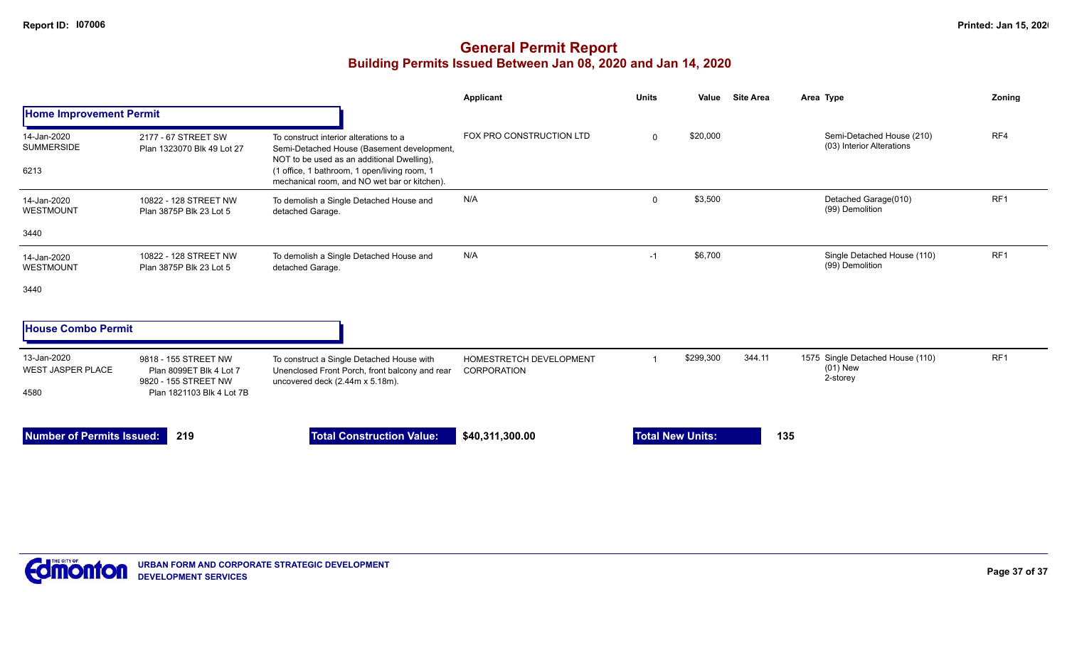# General Permit Report

## Building Permits Issued Between Jan 08, 2020 and Jan 14, 2020

### Home Improvement Permit

| Date / Neighbourhood / No. | Address / Legal | Description | Applicant | Units | Value | Site Area | Area | Type | Zoning |
|---|---|---|---|---|---|---|---|---|---|
| 14-Jan-2020 SUMMERSIDE 6213 | 2177 - 67 STREET SW Plan 1323070 Blk 49 Lot 27 | To construct interior alterations to a Semi-Detached House (Basement development, NOT to be used as an additional Dwelling), (1 office, 1 bathroom, 1 open/living room, 1 mechanical room, and NO wet bar or kitchen). | FOX PRO CONSTRUCTION LTD | 0 | $20,000 | | | Semi-Detached House (210) (03) Interior Alterations | RF4 |
| 14-Jan-2020 WESTMOUNT 3440 | 10822 - 128 STREET NW Plan 3875P Blk 23 Lot 5 | To demolish a Single Detached House and detached Garage. | N/A | 0 | $3,500 | | | Detached Garage(010) (99) Demolition | RF1 |
| 14-Jan-2020 WESTMOUNT 3440 | 10822 - 128 STREET NW Plan 3875P Blk 23 Lot 5 | To demolish a Single Detached House and detached Garage. | N/A | -1 | $6,700 | | | Single Detached House (110) (99) Demolition | RF1 |

### House Combo Permit

| Date / Neighbourhood / No. | Address / Legal | Description | Applicant | Units | Value | Site Area | Area | Type | Zoning |
|---|---|---|---|---|---|---|---|---|---|
| 13-Jan-2020 WEST JASPER PLACE 4580 | 9818 - 155 STREET NW Plan 8099ET Blk 4 Lot 7 9820 - 155 STREET NW Plan 1821103 Blk 4 Lot 7B | To construct a Single Detached House with Unenclosed Front Porch, front balcony and rear uncovered deck (2.44m x 5.18m). | HOMESTRETCH DEVELOPMENT CORPORATION | 1 | $299,300 | 344.11 | 1575 | Single Detached House (110) (01) New 2-storey | RF1 |

**Number of Permits Issued:** 219  **Total Construction Value:** $40,311,300.00  **Total New Units:** 135

URBAN FORM AND CORPORATE STRATEGIC DEVELOPMENT
DEVELOPMENT SERVICES